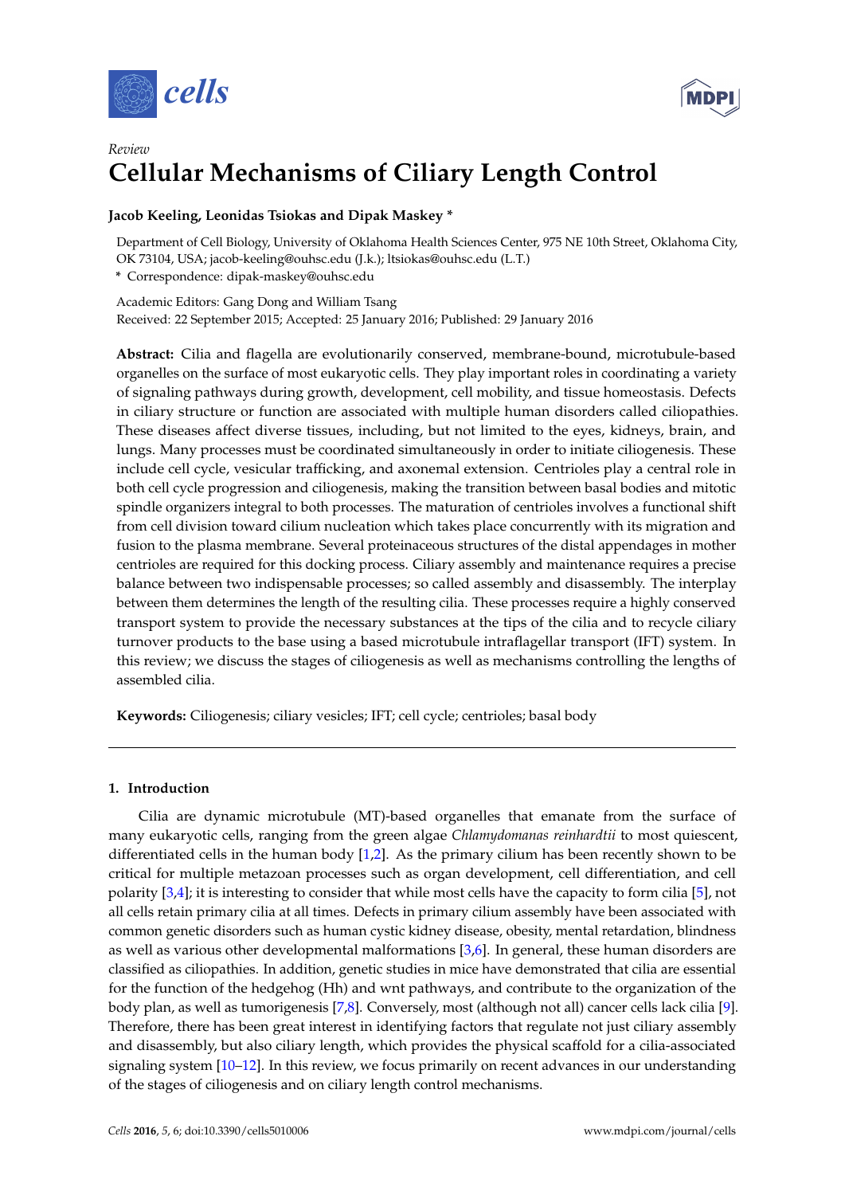*Review*

# Cellular Mechanisms of Ciliary Length Control

**Jacob Keeling, Leonidas Tsiokas and Dipak Maskey \***

Department of Cell Biology, University of Oklahoma Health Sciences Center, 975 NE 10th Street, Oklahoma City, OK 73104, USA; jacob-keeling@ouhsc.edu (J.k.); ltsiokas@ouhsc.edu (L.T.)

**\*** Correspondence: dipak-maskey@ouhsc.edu

Academic Editors: Gang Dong and William Tsang

Received: 22 September 2015; Accepted: 25 January 2016; Published: 29 January 2016

**Abstract:** Cilia and flagella are evolutionarily conserved, membrane-bound, microtubule-based organelles on the surface of most eukaryotic cells. They play important roles in coordinating a variety of signaling pathways during growth, development, cell mobility, and tissue homeostasis. Defects in ciliary structure or function are associated with multiple human disorders called ciliopathies. These diseases affect diverse tissues, including, but not limited to the eyes, kidneys, brain, and lungs. Many processes must be coordinated simultaneously in order to initiate ciliogenesis. These include cell cycle, vesicular trafficking, and axonemal extension. Centrioles play a central role in both cell cycle progression and ciliogenesis, making the transition between basal bodies and mitotic spindle organizers integral to both processes. The maturation of centrioles involves a functional shift from cell division toward cilium nucleation which takes place concurrently with its migration and fusion to the plasma membrane. Several proteinaceous structures of the distal appendages in mother centrioles are required for this docking process. Ciliary assembly and maintenance requires a precise balance between two indispensable processes; so called assembly and disassembly. The interplay between them determines the length of the resulting cilia. These processes require a highly conserved transport system to provide the necessary substances at the tips of the cilia and to recycle ciliary turnover products to the base using a based microtubule intraflagellar transport (IFT) system. In this review; we discuss the stages of ciliogenesis as well as mechanisms controlling the lengths of assembled cilia.

**Keywords:** Ciliogenesis; ciliary vesicles; IFT; cell cycle; centrioles; basal body

## 1. Introduction

Cilia are dynamic microtubule (MT)-based organelles that emanate from the surface of many eukaryotic cells, ranging from the green algae *Chlamydomanas reinhardtii* to most quiescent, differentiated cells in the human body [1,2]. As the primary cilium has been recently shown to be critical for multiple metazoan processes such as organ development, cell differentiation, and cell polarity [3,4]; it is interesting to consider that while most cells have the capacity to form cilia [5], not all cells retain primary cilia at all times. Defects in primary cilium assembly have been associated with common genetic disorders such as human cystic kidney disease, obesity, mental retardation, blindness as well as various other developmental malformations [3,6]. In general, these human disorders are classified as ciliopathies. In addition, genetic studies in mice have demonstrated that cilia are essential for the function of the hedgehog (Hh) and wnt pathways, and contribute to the organization of the body plan, as well as tumorigenesis [7,8]. Conversely, most (although not all) cancer cells lack cilia [9]. Therefore, there has been great interest in identifying factors that regulate not just ciliary assembly and disassembly, but also ciliary length, which provides the physical scaffold for a cilia-associated signaling system [10–12]. In this review, we focus primarily on recent advances in our understanding of the stages of ciliogenesis and on ciliary length control mechanisms.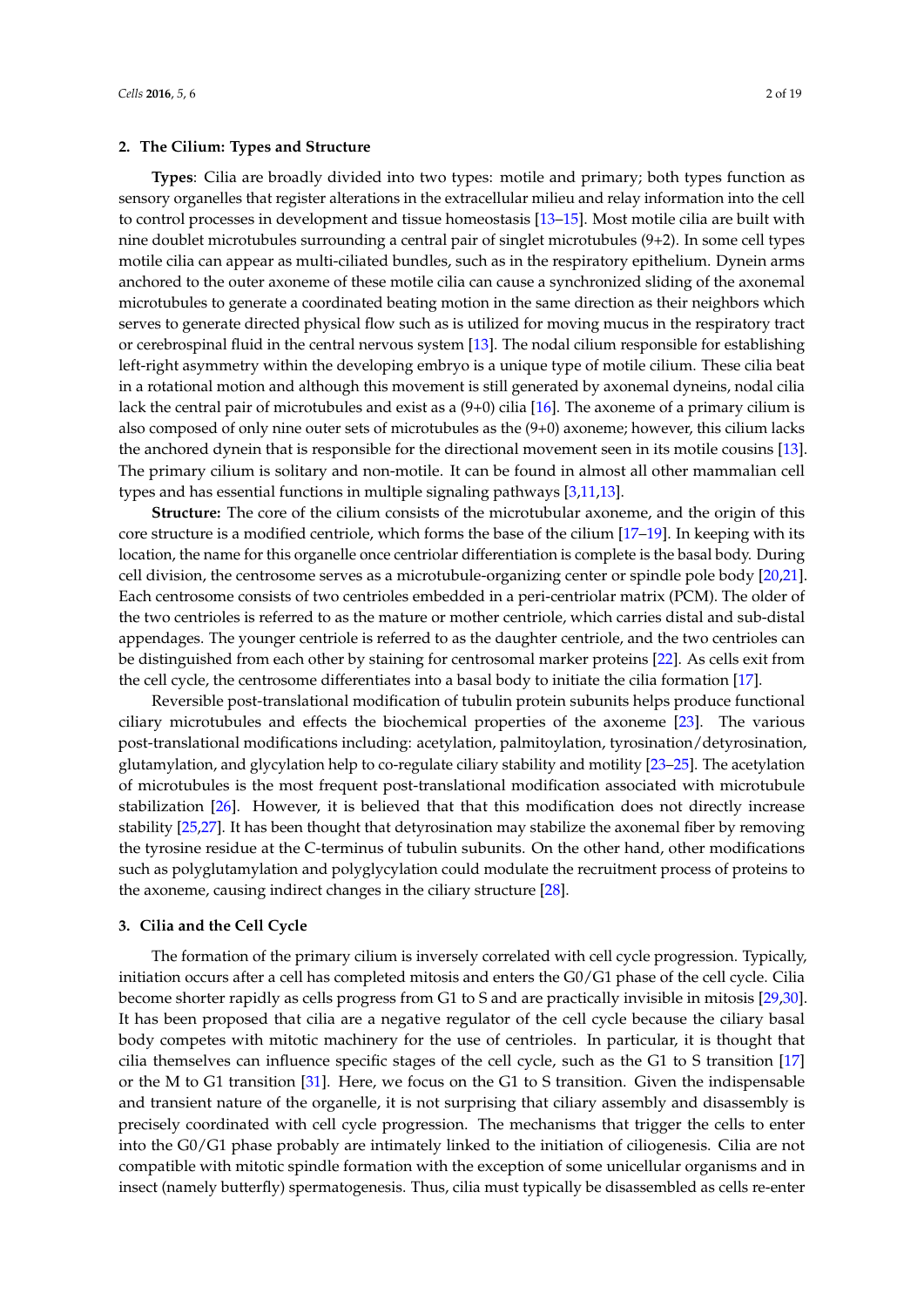## 2. The Cilium: Types and Structure

**Types**: Cilia are broadly divided into two types: motile and primary; both types function as sensory organelles that register alterations in the extracellular milieu and relay information into the cell to control processes in development and tissue homeostasis [13–15]. Most motile cilia are built with nine doublet microtubules surrounding a central pair of singlet microtubules (9+2). In some cell types motile cilia can appear as multi-ciliated bundles, such as in the respiratory epithelium. Dynein arms anchored to the outer axoneme of these motile cilia can cause a synchronized sliding of the axonemal microtubules to generate a coordinated beating motion in the same direction as their neighbors which serves to generate directed physical flow such as is utilized for moving mucus in the respiratory tract or cerebrospinal fluid in the central nervous system [13]. The nodal cilium responsible for establishing left-right asymmetry within the developing embryo is a unique type of motile cilium. These cilia beat in a rotational motion and although this movement is still generated by axonemal dyneins, nodal cilia lack the central pair of microtubules and exist as a (9+0) cilia [16]. The axoneme of a primary cilium is also composed of only nine outer sets of microtubules as the (9+0) axoneme; however, this cilium lacks the anchored dynein that is responsible for the directional movement seen in its motile cousins [13]. The primary cilium is solitary and non-motile. It can be found in almost all other mammalian cell types and has essential functions in multiple signaling pathways [3,11,13].

**Structure:** The core of the cilium consists of the microtubular axoneme, and the origin of this core structure is a modified centriole, which forms the base of the cilium [17–19]. In keeping with its location, the name for this organelle once centriolar differentiation is complete is the basal body. During cell division, the centrosome serves as a microtubule-organizing center or spindle pole body [20,21]. Each centrosome consists of two centrioles embedded in a peri-centriolar matrix (PCM). The older of the two centrioles is referred to as the mature or mother centriole, which carries distal and sub-distal appendages. The younger centriole is referred to as the daughter centriole, and the two centrioles can be distinguished from each other by staining for centrosomal marker proteins [22]. As cells exit from the cell cycle, the centrosome differentiates into a basal body to initiate the cilia formation [17].

Reversible post-translational modification of tubulin protein subunits helps produce functional ciliary microtubules and effects the biochemical properties of the axoneme [23]. The various post-translational modifications including: acetylation, palmitoylation, tyrosination/detyrosination, glutamylation, and glycylation help to co-regulate ciliary stability and motility [23–25]. The acetylation of microtubules is the most frequent post-translational modification associated with microtubule stabilization [26]. However, it is believed that that this modification does not directly increase stability [25,27]. It has been thought that detyrosination may stabilize the axonemal fiber by removing the tyrosine residue at the C-terminus of tubulin subunits. On the other hand, other modifications such as polyglutamylation and polyglycylation could modulate the recruitment process of proteins to the axoneme, causing indirect changes in the ciliary structure [28].

## 3. Cilia and the Cell Cycle

The formation of the primary cilium is inversely correlated with cell cycle progression. Typically, initiation occurs after a cell has completed mitosis and enters the G0/G1 phase of the cell cycle. Cilia become shorter rapidly as cells progress from G1 to S and are practically invisible in mitosis [29,30]. It has been proposed that cilia are a negative regulator of the cell cycle because the ciliary basal body competes with mitotic machinery for the use of centrioles. In particular, it is thought that cilia themselves can influence specific stages of the cell cycle, such as the G1 to S transition [17] or the M to G1 transition [31]. Here, we focus on the G1 to S transition. Given the indispensable and transient nature of the organelle, it is not surprising that ciliary assembly and disassembly is precisely coordinated with cell cycle progression. The mechanisms that trigger the cells to enter into the G0/G1 phase probably are intimately linked to the initiation of ciliogenesis. Cilia are not compatible with mitotic spindle formation with the exception of some unicellular organisms and in insect (namely butterfly) spermatogenesis. Thus, cilia must typically be disassembled as cells re-enter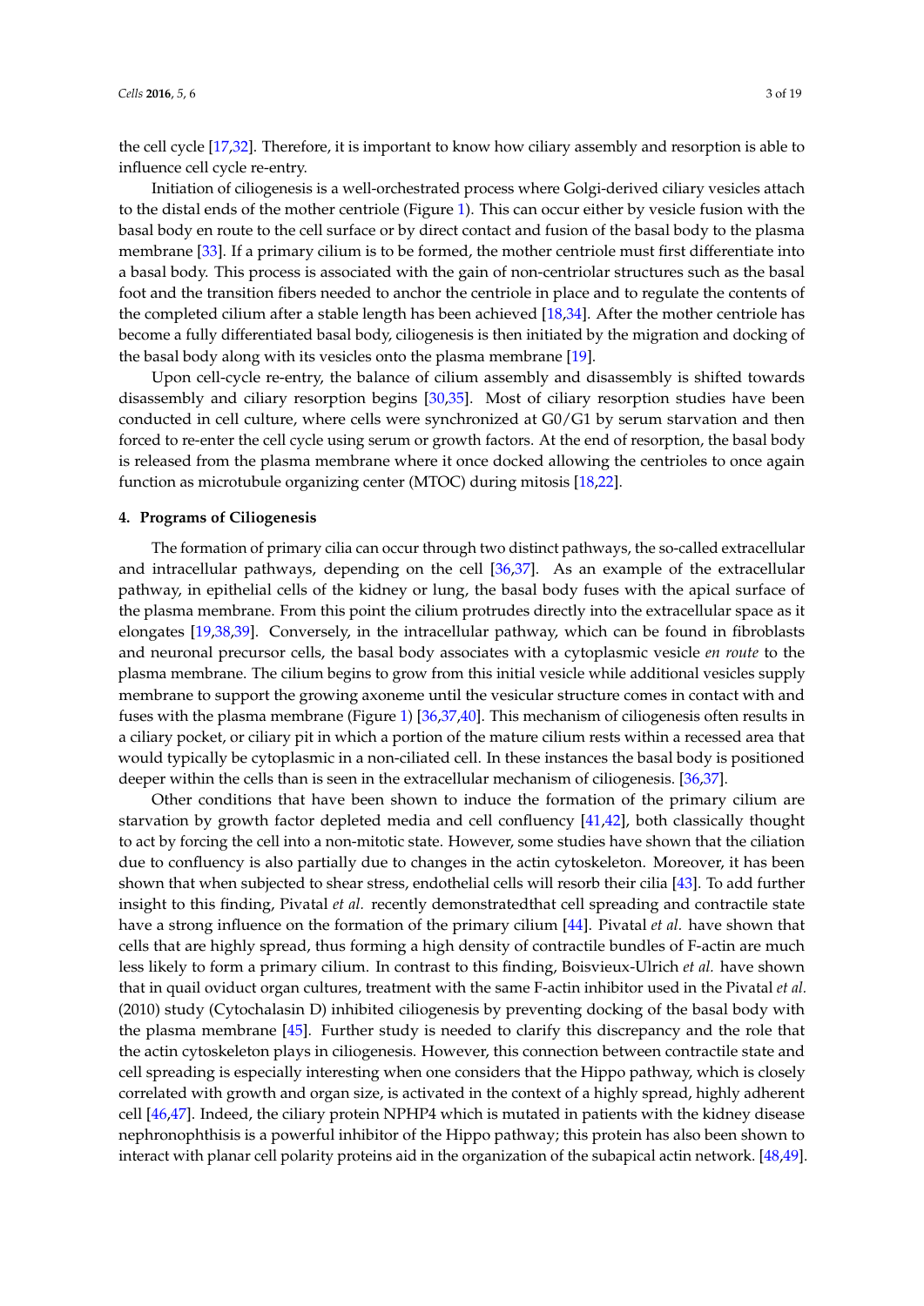the cell cycle [17,32]. Therefore, it is important to know how ciliary assembly and resorption is able to influence cell cycle re-entry.

Initiation of ciliogenesis is a well-orchestrated process where Golgi-derived ciliary vesicles attach to the distal ends of the mother centriole (Figure 1). This can occur either by vesicle fusion with the basal body en route to the cell surface or by direct contact and fusion of the basal body to the plasma membrane [33]. If a primary cilium is to be formed, the mother centriole must first differentiate into a basal body. This process is associated with the gain of non-centriolar structures such as the basal foot and the transition fibers needed to anchor the centriole in place and to regulate the contents of the completed cilium after a stable length has been achieved [18,34]. After the mother centriole has become a fully differentiated basal body, ciliogenesis is then initiated by the migration and docking of the basal body along with its vesicles onto the plasma membrane [19].

Upon cell-cycle re-entry, the balance of cilium assembly and disassembly is shifted towards disassembly and ciliary resorption begins [30,35]. Most of ciliary resorption studies have been conducted in cell culture, where cells were synchronized at G0/G1 by serum starvation and then forced to re-enter the cell cycle using serum or growth factors. At the end of resorption, the basal body is released from the plasma membrane where it once docked allowing the centrioles to once again function as microtubule organizing center (MTOC) during mitosis [18,22].

## 4. Programs of Ciliogenesis

The formation of primary cilia can occur through two distinct pathways, the so-called extracellular and intracellular pathways, depending on the cell [36,37]. As an example of the extracellular pathway, in epithelial cells of the kidney or lung, the basal body fuses with the apical surface of the plasma membrane. From this point the cilium protrudes directly into the extracellular space as it elongates [19,38,39]. Conversely, in the intracellular pathway, which can be found in fibroblasts and neuronal precursor cells, the basal body associates with a cytoplasmic vesicle *en route* to the plasma membrane. The cilium begins to grow from this initial vesicle while additional vesicles supply membrane to support the growing axoneme until the vesicular structure comes in contact with and fuses with the plasma membrane (Figure 1) [36,37,40]. This mechanism of ciliogenesis often results in a ciliary pocket, or ciliary pit in which a portion of the mature cilium rests within a recessed area that would typically be cytoplasmic in a non-ciliated cell. In these instances the basal body is positioned deeper within the cells than is seen in the extracellular mechanism of ciliogenesis. [36,37].

Other conditions that have been shown to induce the formation of the primary cilium are starvation by growth factor depleted media and cell confluency [41,42], both classically thought to act by forcing the cell into a non-mitotic state. However, some studies have shown that the ciliation due to confluency is also partially due to changes in the actin cytoskeleton. Moreover, it has been shown that when subjected to shear stress, endothelial cells will resorb their cilia [43]. To add further insight to this finding, Pivatal *et al.* recently demonstratedthat cell spreading and contractile state have a strong influence on the formation of the primary cilium [44]. Pivatal *et al.* have shown that cells that are highly spread, thus forming a high density of contractile bundles of F-actin are much less likely to form a primary cilium. In contrast to this finding, Boisvieux-Ulrich *et al.* have shown that in quail oviduct organ cultures, treatment with the same F-actin inhibitor used in the Pivatal *et al.* (2010) study (Cytochalasin D) inhibited ciliogenesis by preventing docking of the basal body with the plasma membrane [45]. Further study is needed to clarify this discrepancy and the role that the actin cytoskeleton plays in ciliogenesis. However, this connection between contractile state and cell spreading is especially interesting when one considers that the Hippo pathway, which is closely correlated with growth and organ size, is activated in the context of a highly spread, highly adherent cell [46,47]. Indeed, the ciliary protein NPHP4 which is mutated in patients with the kidney disease nephronophthisis is a powerful inhibitor of the Hippo pathway; this protein has also been shown to interact with planar cell polarity proteins aid in the organization of the subapical actin network. [48,49].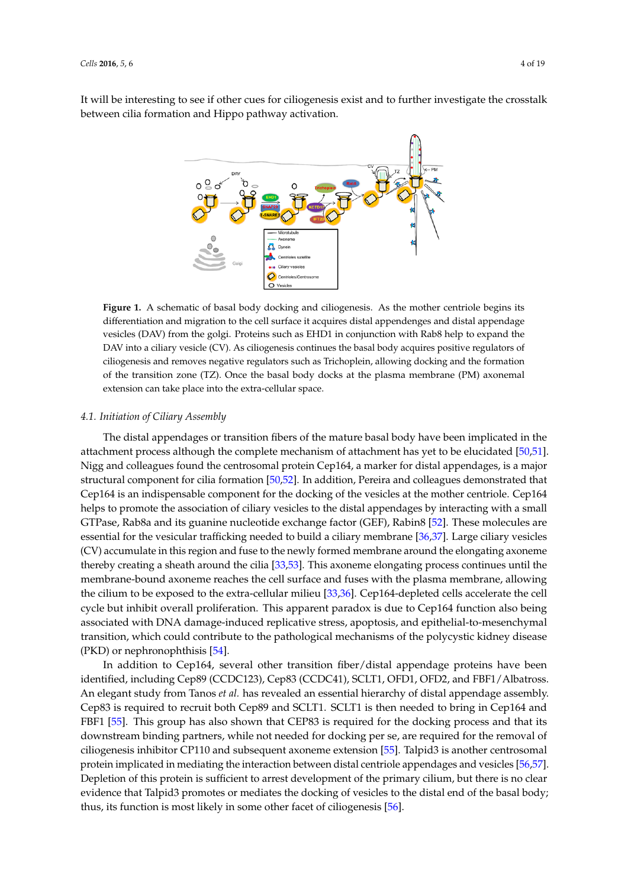It will be interesting to see if other cues for ciliogenesis exist and to further investigate the crosstalk between cilia formation and Hippo pathway activation.

**Figure 1.** A schematic of basal body docking and ciliogenesis. As the mother centriole begins its differentiation and migration to the cell surface it acquires distal appendenges and distal appendage vesicles (DAV) from the golgi. Proteins such as EHD1 in conjunction with Rab8 help to expand the DAV into a ciliary vesicle (CV). As ciliogenesis continues the basal body acquires positive regulators of ciliogenesis and removes negative regulators such as Trichoplein, allowing docking and the formation of the transition zone (TZ). Once the basal body docks at the plasma membrane (PM) axonemal extension can take place into the extra-cellular space.

### 4.1. Initiation of Ciliary Assembly

The distal appendages or transition fibers of the mature basal body have been implicated in the attachment process although the complete mechanism of attachment has yet to be elucidated [50,51]. Nigg and colleagues found the centrosomal protein Cep164, a marker for distal appendages, is a major structural component for cilia formation [50,52]. In addition, Pereira and colleagues demonstrated that Cep164 is an indispensable component for the docking of the vesicles at the mother centriole. Cep164 helps to promote the association of ciliary vesicles to the distal appendages by interacting with a small GTPase, Rab8a and its guanine nucleotide exchange factor (GEF), Rabin8 [52]. These molecules are essential for the vesicular trafficking needed to build a ciliary membrane [36,37]. Large ciliary vesicles (CV) accumulate in this region and fuse to the newly formed membrane around the elongating axoneme thereby creating a sheath around the cilia [33,53]. This axoneme elongating process continues until the membrane-bound axoneme reaches the cell surface and fuses with the plasma membrane, allowing the cilium to be exposed to the extra-cellular milieu [33,36]. Cep164-depleted cells accelerate the cell cycle but inhibit overall proliferation. This apparent paradox is due to Cep164 function also being associated with DNA damage-induced replicative stress, apoptosis, and epithelial-to-mesenchymal transition, which could contribute to the pathological mechanisms of the polycystic kidney disease (PKD) or nephronophthisis [54].

In addition to Cep164, several other transition fiber/distal appendage proteins have been identified, including Cep89 (CCDC123), Cep83 (CCDC41), SCLT1, OFD1, OFD2, and FBF1/Albatross. An elegant study from Tanos *et al.* has revealed an essential hierarchy of distal appendage assembly. Cep83 is required to recruit both Cep89 and SCLT1. SCLT1 is then needed to bring in Cep164 and FBF1 [55]. This group has also shown that CEP83 is required for the docking process and that its downstream binding partners, while not needed for docking per se, are required for the removal of ciliogenesis inhibitor CP110 and subsequent axoneme extension [55]. Talpid3 is another centrosomal protein implicated in mediating the interaction between distal centriole appendages and vesicles [56,57]. Depletion of this protein is sufficient to arrest development of the primary cilium, but there is no clear evidence that Talpid3 promotes or mediates the docking of vesicles to the distal end of the basal body; thus, its function is most likely in some other facet of ciliogenesis [56].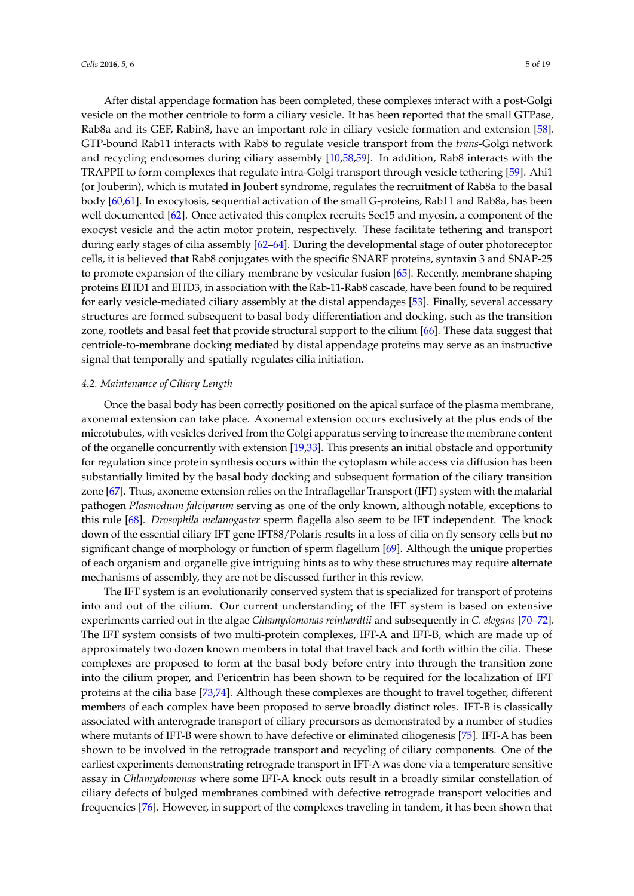After distal appendage formation has been completed, these complexes interact with a post-Golgi vesicle on the mother centriole to form a ciliary vesicle. It has been reported that the small GTPase, Rab8a and its GEF, Rabin8, have an important role in ciliary vesicle formation and extension [58]. GTP-bound Rab11 interacts with Rab8 to regulate vesicle transport from the *trans*-Golgi network and recycling endosomes during ciliary assembly [10,58,59]. In addition, Rab8 interacts with the TRAPPII to form complexes that regulate intra-Golgi transport through vesicle tethering [59]. Ahi1 (or Jouberin), which is mutated in Joubert syndrome, regulates the recruitment of Rab8a to the basal body [60,61]. In exocytosis, sequential activation of the small G-proteins, Rab11 and Rab8a, has been well documented [62]. Once activated this complex recruits Sec15 and myosin, a component of the exocyst vesicle and the actin motor protein, respectively. These facilitate tethering and transport during early stages of cilia assembly [62–64]. During the developmental stage of outer photoreceptor cells, it is believed that Rab8 conjugates with the specific SNARE proteins, syntaxin 3 and SNAP-25 to promote expansion of the ciliary membrane by vesicular fusion [65]. Recently, membrane shaping proteins EHD1 and EHD3, in association with the Rab-11-Rab8 cascade, have been found to be required for early vesicle-mediated ciliary assembly at the distal appendages [53]. Finally, several accessory structures are formed subsequent to basal body differentiation and docking, such as the transition zone, rootlets and basal feet that provide structural support to the cilium [66]. These data suggest that centriole-to-membrane docking mediated by distal appendage proteins may serve as an instructive signal that temporally and spatially regulates cilia initiation.

### 4.2. Maintenance of Ciliary Length

Once the basal body has been correctly positioned on the apical surface of the plasma membrane, axonemal extension can take place. Axonemal extension occurs exclusively at the plus ends of the microtubules, with vesicles derived from the Golgi apparatus serving to increase the membrane content of the organelle concurrently with extension [19,33]. This presents an initial obstacle and opportunity for regulation since protein synthesis occurs within the cytoplasm while access via diffusion has been substantially limited by the basal body docking and subsequent formation of the ciliary transition zone [67]. Thus, axoneme extension relies on the Intraflagellar Transport (IFT) system with the malarial pathogen *Plasmodium falciparum* serving as one of the only known, although notable, exceptions to this rule [68]. *Drosophila melanogaster* sperm flagella also seem to be IFT independent. The knock down of the essential ciliary IFT gene IFT88/Polaris results in a loss of cilia on fly sensory cells but no significant change of morphology or function of sperm flagellum [69]. Although the unique properties of each organism and organelle give intriguing hints as to why these structures may require alternate mechanisms of assembly, they are not be discussed further in this review.

The IFT system is an evolutionarily conserved system that is specialized for transport of proteins into and out of the cilium. Our current understanding of the IFT system is based on extensive experiments carried out in the algae *Chlamydomonas reinhardtii* and subsequently in *C. elegans* [70–72]. The IFT system consists of two multi-protein complexes, IFT-A and IFT-B, which are made up of approximately two dozen known members in total that travel back and forth within the cilia. These complexes are proposed to form at the basal body before entry into through the transition zone into the cilium proper, and Pericentrin has been shown to be required for the localization of IFT proteins at the cilia base [73,74]. Although these complexes are thought to travel together, different members of each complex have been proposed to serve broadly distinct roles. IFT-B is classically associated with anterograde transport of ciliary precursors as demonstrated by a number of studies where mutants of IFT-B were shown to have defective or eliminated ciliogenesis [75]. IFT-A has been shown to be involved in the retrograde transport and recycling of ciliary components. One of the earliest experiments demonstrating retrograde transport in IFT-A was done via a temperature sensitive assay in *Chlamydomonas* where some IFT-A knock outs result in a broadly similar constellation of ciliary defects of bulged membranes combined with defective retrograde transport velocities and frequencies [76]. However, in support of the complexes traveling in tandem, it has been shown that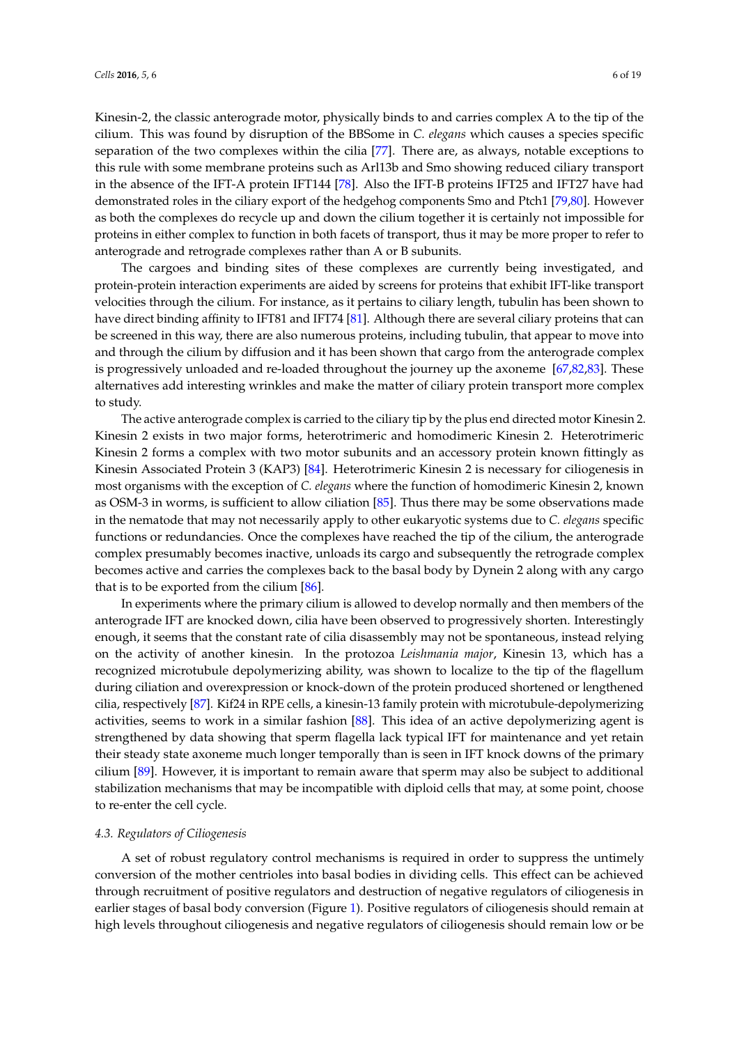Kinesin-2, the classic anterograde motor, physically binds to and carries complex A to the tip of the cilium. This was found by disruption of the BBSome in *C. elegans* which causes a species specific separation of the two complexes within the cilia [77]. There are, as always, notable exceptions to this rule with some membrane proteins such as Arl13b and Smo showing reduced ciliary transport in the absence of the IFT-A protein IFT144 [78]. Also the IFT-B proteins IFT25 and IFT27 have had demonstrated roles in the ciliary export of the hedgehog components Smo and Ptch1 [79,80]. However as both the complexes do recycle up and down the cilium together it is certainly not impossible for proteins in either complex to function in both facets of transport, thus it may be more proper to refer to anterograde and retrograde complexes rather than A or B subunits.

The cargoes and binding sites of these complexes are currently being investigated, and protein-protein interaction experiments are aided by screens for proteins that exhibit IFT-like transport velocities through the cilium. For instance, as it pertains to ciliary length, tubulin has been shown to have direct binding affinity to IFT81 and IFT74 [81]. Although there are several ciliary proteins that can be screened in this way, there are also numerous proteins, including tubulin, that appear to move into and through the cilium by diffusion and it has been shown that cargo from the anterograde complex is progressively unloaded and re-loaded throughout the journey up the axoneme [67,82,83]. These alternatives add interesting wrinkles and make the matter of ciliary protein transport more complex to study.

The active anterograde complex is carried to the ciliary tip by the plus end directed motor Kinesin 2. Kinesin 2 exists in two major forms, heterotrimeric and homodimeric Kinesin 2. Heterotrimeric Kinesin 2 forms a complex with two motor subunits and an accessory protein known fittingly as Kinesin Associated Protein 3 (KAP3) [84]. Heterotrimeric Kinesin 2 is necessary for ciliogenesis in most organisms with the exception of *C. elegans* where the function of homodimeric Kinesin 2, known as OSM-3 in worms, is sufficient to allow ciliation [85]. Thus there may be some observations made in the nematode that may not necessarily apply to other eukaryotic systems due to *C. elegans* specific functions or redundancies. Once the complexes have reached the tip of the cilium, the anterograde complex presumably becomes inactive, unloads its cargo and subsequently the retrograde complex becomes active and carries the complexes back to the basal body by Dynein 2 along with any cargo that is to be exported from the cilium [86].

In experiments where the primary cilium is allowed to develop normally and then members of the anterograde IFT are knocked down, cilia have been observed to progressively shorten. Interestingly enough, it seems that the constant rate of cilia disassembly may not be spontaneous, instead relying on the activity of another kinesin. In the protozoa *Leishmania major*, Kinesin 13, which has a recognized microtubule depolymerizing ability, was shown to localize to the tip of the flagellum during ciliation and overexpression or knock-down of the protein produced shortened or lengthened cilia, respectively [87]. Kif24 in RPE cells, a kinesin-13 family protein with microtubule-depolymerizing activities, seems to work in a similar fashion [88]. This idea of an active depolymerizing agent is strengthened by data showing that sperm flagella lack typical IFT for maintenance and yet retain their steady state axoneme much longer temporally than is seen in IFT knock downs of the primary cilium [89]. However, it is important to remain aware that sperm may also be subject to additional stabilization mechanisms that may be incompatible with diploid cells that may, at some point, choose to re-enter the cell cycle.

### *4.3. Regulators of Ciliogenesis*

A set of robust regulatory control mechanisms is required in order to suppress the untimely conversion of the mother centrioles into basal bodies in dividing cells. This effect can be achieved through recruitment of positive regulators and destruction of negative regulators of ciliogenesis in earlier stages of basal body conversion (Figure 1). Positive regulators of ciliogenesis should remain at high levels throughout ciliogenesis and negative regulators of ciliogenesis should remain low or be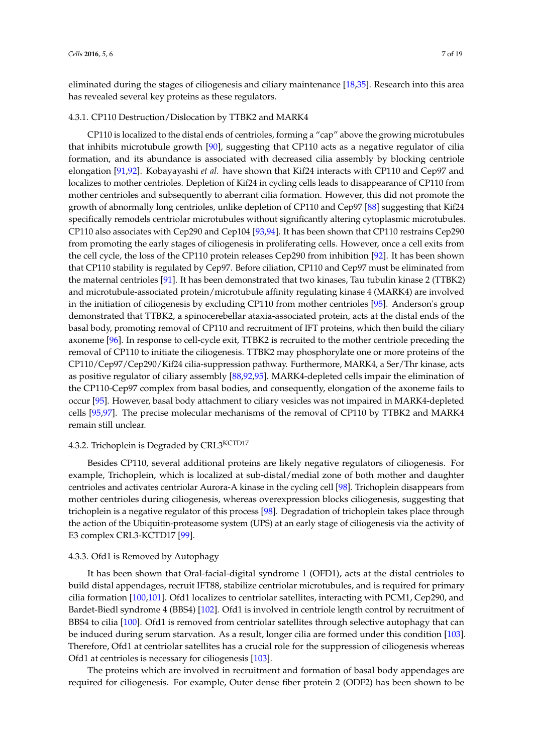eliminated during the stages of ciliogenesis and ciliary maintenance [18,35]. Research into this area has revealed several key proteins as these regulators.

#### 4.3.1. CP110 Destruction/Dislocation by TTBK2 and MARK4

CP110 is localized to the distal ends of centrioles, forming a "cap" above the growing microtubules that inhibits microtubule growth [90], suggesting that CP110 acts as a negative regulator of cilia formation, and its abundance is associated with decreased cilia assembly by blocking centriole elongation [91,92]. Kobayayashi *et al.* have shown that Kif24 interacts with CP110 and Cep97 and localizes to mother centrioles. Depletion of Kif24 in cycling cells leads to disappearance of CP110 from mother centrioles and subsequently to aberrant cilia formation. However, this did not promote the growth of abnormally long centrioles, unlike depletion of CP110 and Cep97 [88] suggesting that Kif24 specifically remodels centriolar microtubules without significantly altering cytoplasmic microtubules. CP110 also associates with Cep290 and Cep104 [93,94]. It has been shown that CP110 restrains Cep290 from promoting the early stages of ciliogenesis in proliferating cells. However, once a cell exits from the cell cycle, the loss of the CP110 protein releases Cep290 from inhibition [92]. It has been shown that CP110 stability is regulated by Cep97. Before ciliation, CP110 and Cep97 must be eliminated from the maternal centrioles [91]. It has been demonstrated that two kinases, Tau tubulin kinase 2 (TTBK2) and microtubule-associated protein/microtubule affinity regulating kinase 4 (MARK4) are involved in the initiation of ciliogenesis by excluding CP110 from mother centrioles [95]. Anderson's group demonstrated that TTBK2, a spinocerebellar ataxia-associated protein, acts at the distal ends of the basal body, promoting removal of CP110 and recruitment of IFT proteins, which then build the ciliary axoneme [96]. In response to cell-cycle exit, TTBK2 is recruited to the mother centriole preceding the removal of CP110 to initiate the ciliogenesis. TTBK2 may phosphorylate one or more proteins of the CP110/Cep97/Cep290/Kif24 cilia-suppression pathway. Furthermore, MARK4, a Ser/Thr kinase, acts as positive regulator of ciliary assembly [88,92,95]. MARK4-depleted cells impair the elimination of the CP110-Cep97 complex from basal bodies, and consequently, elongation of the axoneme fails to occur [95]. However, basal body attachment to ciliary vesicles was not impaired in MARK4-depleted cells [95,97]. The precise molecular mechanisms of the removal of CP110 by TTBK2 and MARK4 remain still unclear.

#### 4.3.2. Trichoplein is Degraded by CRL3$^{KCTD17}$

Besides CP110, several additional proteins are likely negative regulators of ciliogenesis. For example, Trichoplein, which is localized at sub-distal/medial zone of both mother and daughter centrioles and activates centriolar Aurora-A kinase in the cycling cell [98]. Trichoplein disappears from mother centrioles during ciliogenesis, whereas overexpression blocks ciliogenesis, suggesting that trichoplein is a negative regulator of this process [98]. Degradation of trichoplein takes place through the action of the Ubiquitin-proteasome system (UPS) at an early stage of ciliogenesis via the activity of E3 complex CRL3-KCTD17 [99].

#### 4.3.3. Ofd1 is Removed by Autophagy

It has been shown that Oral-facial-digital syndrome 1 (OFD1), acts at the distal centrioles to build distal appendages, recruit IFT88, stabilize centriolar microtubules, and is required for primary cilia formation [100,101]. Ofd1 localizes to centriolar satellites, interacting with PCM1, Cep290, and Bardet-Biedl syndrome 4 (BBS4) [102]. Ofd1 is involved in centriole length control by recruitment of BBS4 to cilia [100]. Ofd1 is removed from centriolar satellites through selective autophagy that can be induced during serum starvation. As a result, longer cilia are formed under this condition [103]. Therefore, Ofd1 at centriolar satellites has a crucial role for the suppression of ciliogenesis whereas Ofd1 at centrioles is necessary for ciliogenesis [103].

The proteins which are involved in recruitment and formation of basal body appendages are required for ciliogenesis. For example, Outer dense fiber protein 2 (ODF2) has been shown to be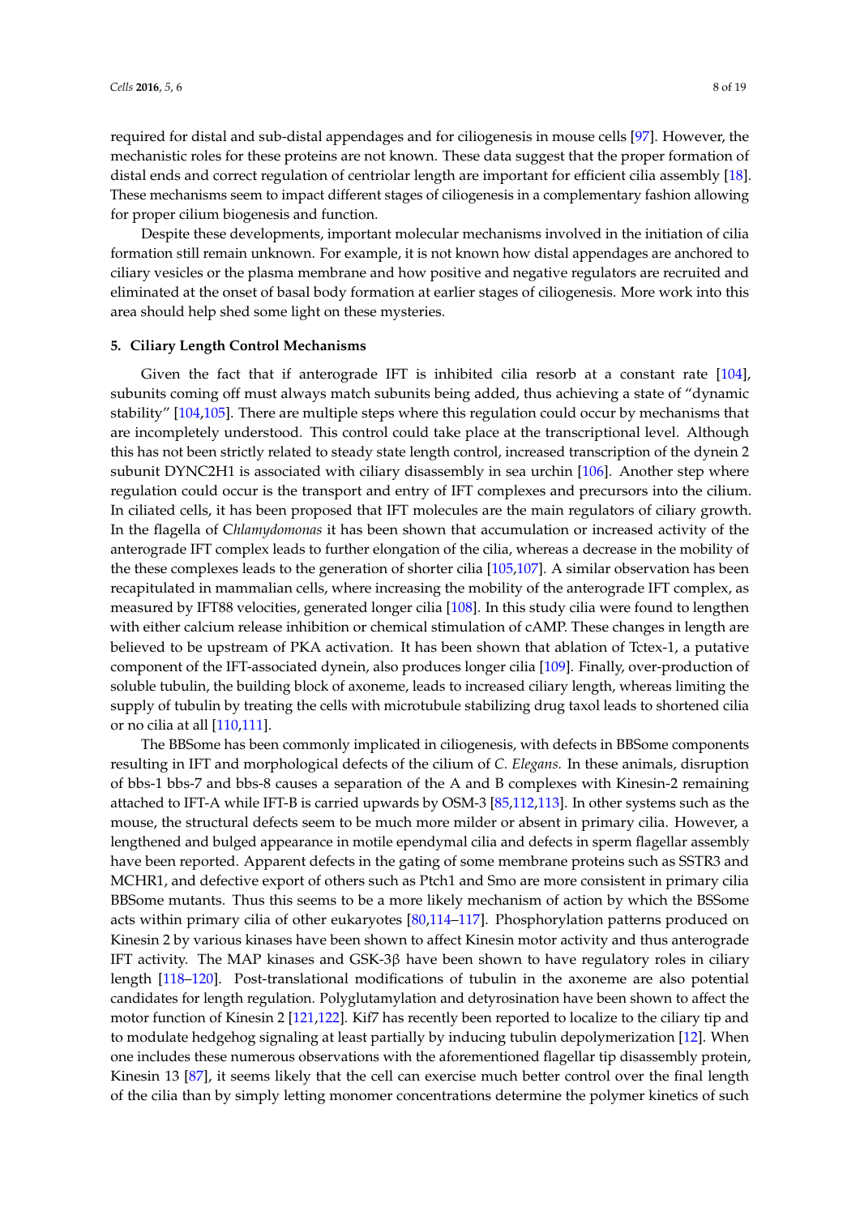required for distal and sub-distal appendages and for ciliogenesis in mouse cells [97]. However, the mechanistic roles for these proteins are not known. These data suggest that the proper formation of distal ends and correct regulation of centriolar length are important for efficient cilia assembly [18]. These mechanisms seem to impact different stages of ciliogenesis in a complementary fashion allowing for proper cilium biogenesis and function.

Despite these developments, important molecular mechanisms involved in the initiation of cilia formation still remain unknown. For example, it is not known how distal appendages are anchored to ciliary vesicles or the plasma membrane and how positive and negative regulators are recruited and eliminated at the onset of basal body formation at earlier stages of ciliogenesis. More work into this area should help shed some light on these mysteries.

## 5. Ciliary Length Control Mechanisms

Given the fact that if anterograde IFT is inhibited cilia resorb at a constant rate [104], subunits coming off must always match subunits being added, thus achieving a state of "dynamic stability" [104,105]. There are multiple steps where this regulation could occur by mechanisms that are incompletely understood. This control could take place at the transcriptional level. Although this has not been strictly related to steady state length control, increased transcription of the dynein 2 subunit DYNC2H1 is associated with ciliary disassembly in sea urchin [106]. Another step where regulation could occur is the transport and entry of IFT complexes and precursors into the cilium. In ciliated cells, it has been proposed that IFT molecules are the main regulators of ciliary growth. In the flagella of C*hlamydomonas* it has been shown that accumulation or increased activity of the anterograde IFT complex leads to further elongation of the cilia, whereas a decrease in the mobility of the these complexes leads to the generation of shorter cilia [105,107]. A similar observation has been recapitulated in mammalian cells, where increasing the mobility of the anterograde IFT complex, as measured by IFT88 velocities, generated longer cilia [108]. In this study cilia were found to lengthen with either calcium release inhibition or chemical stimulation of cAMP. These changes in length are believed to be upstream of PKA activation. It has been shown that ablation of Tctex-1, a putative component of the IFT-associated dynein, also produces longer cilia [109]. Finally, over-production of soluble tubulin, the building block of axoneme, leads to increased ciliary length, whereas limiting the supply of tubulin by treating the cells with microtubule stabilizing drug taxol leads to shortened cilia or no cilia at all [110,111].

The BBSome has been commonly implicated in ciliogenesis, with defects in BBSome components resulting in IFT and morphological defects of the cilium of *C. Elegans.* In these animals, disruption of bbs-1 bbs-7 and bbs-8 causes a separation of the A and B complexes with Kinesin-2 remaining attached to IFT-A while IFT-B is carried upwards by OSM-3 [85,112,113]. In other systems such as the mouse, the structural defects seem to be much more milder or absent in primary cilia. However, a lengthened and bulged appearance in motile ependymal cilia and defects in sperm flagellar assembly have been reported. Apparent defects in the gating of some membrane proteins such as SSTR3 and MCHR1, and defective export of others such as Ptch1 and Smo are more consistent in primary cilia BBSome mutants. Thus this seems to be a more likely mechanism of action by which the BSSome acts within primary cilia of other eukaryotes [80,114–117]. Phosphorylation patterns produced on Kinesin 2 by various kinases have been shown to affect Kinesin motor activity and thus anterograde IFT activity. The MAP kinases and GSK-3β have been shown to have regulatory roles in ciliary length [118–120]. Post-translational modifications of tubulin in the axoneme are also potential candidates for length regulation. Polyglutamylation and detyrosination have been shown to affect the motor function of Kinesin 2 [121,122]. Kif7 has recently been reported to localize to the ciliary tip and to modulate hedgehog signaling at least partially by inducing tubulin depolymerization [12]. When one includes these numerous observations with the aforementioned flagellar tip disassembly protein, Kinesin 13 [87], it seems likely that the cell can exercise much better control over the final length of the cilia than by simply letting monomer concentrations determine the polymer kinetics of such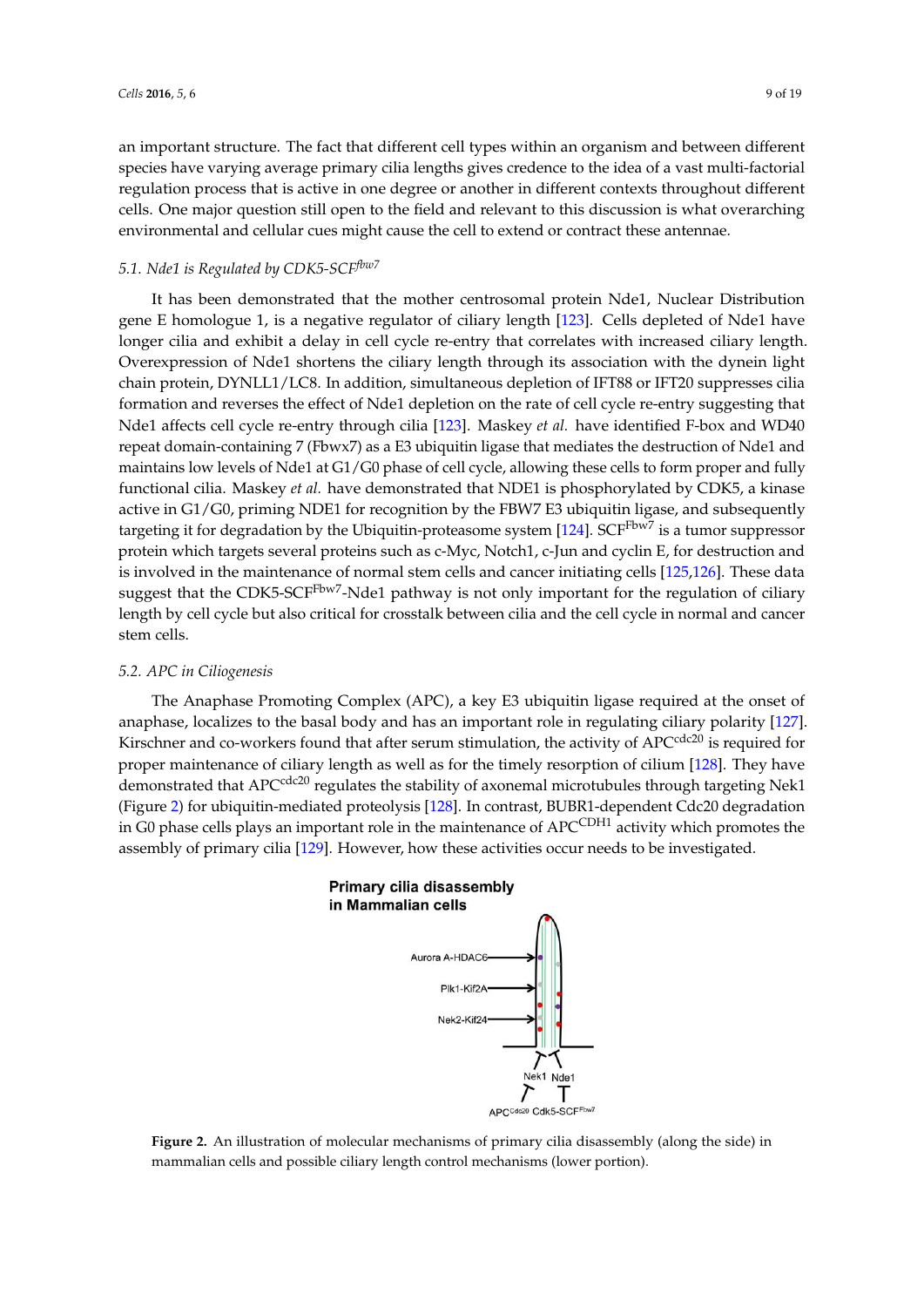an important structure. The fact that different cell types within an organism and between different species have varying average primary cilia lengths gives credence to the idea of a vast multi-factorial regulation process that is active in one degree or another in different contexts throughout different cells. One major question still open to the field and relevant to this discussion is what overarching environmental and cellular cues might cause the cell to extend or contract these antennae.

### 5.1. Nde1 is Regulated by CDK5-SCF$^{fbw7}$

It has been demonstrated that the mother centrosomal protein Nde1, Nuclear Distribution gene E homologue 1, is a negative regulator of ciliary length [123]. Cells depleted of Nde1 have longer cilia and exhibit a delay in cell cycle re-entry that correlates with increased ciliary length. Overexpression of Nde1 shortens the ciliary length through its association with the dynein light chain protein, DYNLL1/LC8. In addition, simultaneous depletion of IFT88 or IFT20 suppresses cilia formation and reverses the effect of Nde1 depletion on the rate of cell cycle re-entry suggesting that Nde1 affects cell cycle re-entry through cilia [123]. Maskey *et al.* have identified F-box and WD40 repeat domain-containing 7 (Fbwx7) as a E3 ubiquitin ligase that mediates the destruction of Nde1 and maintains low levels of Nde1 at G1/G0 phase of cell cycle, allowing these cells to form proper and fully functional cilia. Maskey *et al.* have demonstrated that NDE1 is phosphorylated by CDK5, a kinase active in G1/G0, priming NDE1 for recognition by the FBW7 E3 ubiquitin ligase, and subsequently targeting it for degradation by the Ubiquitin-proteasome system [124]. SCF$^{Fbw7}$ is a tumor suppressor protein which targets several proteins such as c-Myc, Notch1, c-Jun and cyclin E, for destruction and is involved in the maintenance of normal stem cells and cancer initiating cells [125,126]. These data suggest that the CDK5-SCF$^{Fbw7}$-Nde1 pathway is not only important for the regulation of ciliary length by cell cycle but also critical for crosstalk between cilia and the cell cycle in normal and cancer stem cells.

### 5.2. APC in Ciliogenesis

The Anaphase Promoting Complex (APC), a key E3 ubiquitin ligase required at the onset of anaphase, localizes to the basal body and has an important role in regulating ciliary polarity [127]. Kirschner and co-workers found that after serum stimulation, the activity of APC$^{cdc20}$ is required for proper maintenance of ciliary length as well as for the timely resorption of cilium [128]. They have demonstrated that APC$^{cdc20}$ regulates the stability of axonemal microtubules through targeting Nek1 (Figure 2) for ubiquitin-mediated proteolysis [128]. In contrast, BUBR1-dependent Cdc20 degradation in G0 phase cells plays an important role in the maintenance of APC$^{CDH1}$ activity which promotes the assembly of primary cilia [129]. However, how these activities occur needs to be investigated.

**Figure 2.** An illustration of molecular mechanisms of primary cilia disassembly (along the side) in mammalian cells and possible ciliary length control mechanisms (lower portion).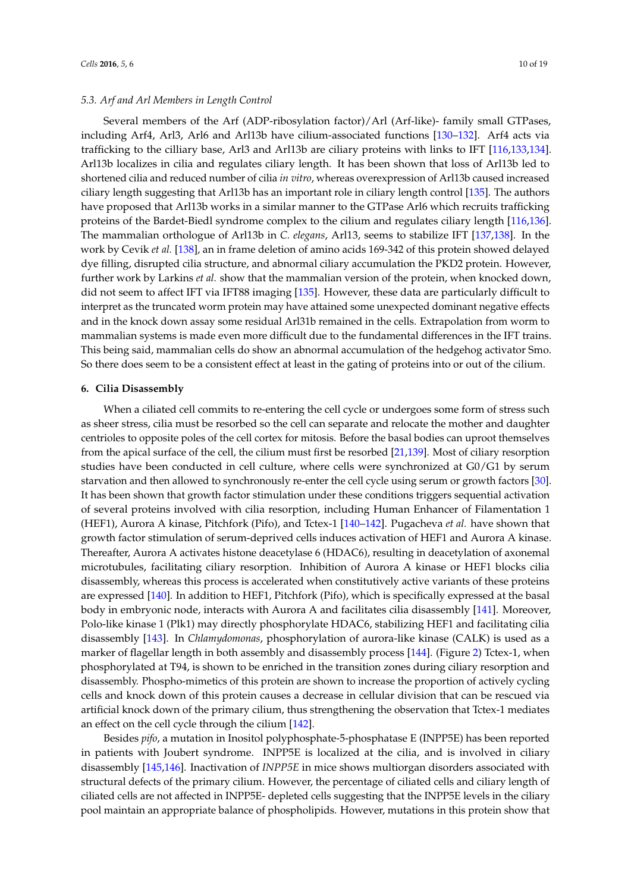### 5.3. Arf and Arl Members in Length Control

Several members of the Arf (ADP-ribosylation factor)/Arl (Arf-like)- family small GTPases, including Arf4, Arl3, Arl6 and Arl13b have cilium-associated functions [130–132]. Arf4 acts via trafficking to the cilliary base, Arl3 and Arl13b are ciliary proteins with links to IFT [116,133,134]. Arl13b localizes in cilia and regulates ciliary length. It has been shown that loss of Arl13b led to shortened cilia and reduced number of cilia *in vitro*, whereas overexpression of Arl13b caused increased ciliary length suggesting that Arl13b has an important role in ciliary length control [135]. The authors have proposed that Arl13b works in a similar manner to the GTPase Arl6 which recruits trafficking proteins of the Bardet-Biedl syndrome complex to the cilium and regulates ciliary length [116,136]. The mammalian orthologue of Arl13b in *C. elegans*, Arl13, seems to stabilize IFT [137,138]. In the work by Cevik *et al.* [138], an in frame deletion of amino acids 169-342 of this protein showed delayed dye filling, disrupted cilia structure, and abnormal ciliary accumulation the PKD2 protein. However, further work by Larkins *et al.* show that the mammalian version of the protein, when knocked down, did not seem to affect IFT via IFT88 imaging [135]. However, these data are particularly difficult to interpret as the truncated worm protein may have attained some unexpected dominant negative effects and in the knock down assay some residual Arl31b remained in the cells. Extrapolation from worm to mammalian systems is made even more difficult due to the fundamental differences in the IFT trains. This being said, mammalian cells do show an abnormal accumulation of the hedgehog activator Smo. So there does seem to be a consistent effect at least in the gating of proteins into or out of the cilium.

## 6. Cilia Disassembly

When a ciliated cell commits to re-entering the cell cycle or undergoes some form of stress such as sheer stress, cilia must be resorbed so the cell can separate and relocate the mother and daughter centrioles to opposite poles of the cell cortex for mitosis. Before the basal bodies can uproot themselves from the apical surface of the cell, the cilium must first be resorbed [21,139]. Most of ciliary resorption studies have been conducted in cell culture, where cells were synchronized at G0/G1 by serum starvation and then allowed to synchronously re-enter the cell cycle using serum or growth factors [30]. It has been shown that growth factor stimulation under these conditions triggers sequential activation of several proteins involved with cilia resorption, including Human Enhancer of Filamentation 1 (HEF1), Aurora A kinase, Pitchfork (Pifo), and Tctex-1 [140–142]. Pugacheva *et al.* have shown that growth factor stimulation of serum-deprived cells induces activation of HEF1 and Aurora A kinase. Thereafter, Aurora A activates histone deacetylase 6 (HDAC6), resulting in deacetylation of axonemal microtubules, facilitating ciliary resorption. Inhibition of Aurora A kinase or HEF1 blocks cilia disassembly, whereas this process is accelerated when constitutively active variants of these proteins are expressed [140]. In addition to HEF1, Pitchfork (Pifo), which is specifically expressed at the basal body in embryonic node, interacts with Aurora A and facilitates cilia disassembly [141]. Moreover, Polo-like kinase 1 (Plk1) may directly phosphorylate HDAC6, stabilizing HEF1 and facilitating cilia disassembly [143]. In *Chlamydomonas*, phosphorylation of aurora-like kinase (CALK) is used as a marker of flagellar length in both assembly and disassembly process [144]. (Figure 2) Tctex-1, when phosphorylated at T94, is shown to be enriched in the transition zones during ciliary resorption and disassembly. Phospho-mimetics of this protein are shown to increase the proportion of actively cycling cells and knock down of this protein causes a decrease in cellular division that can be rescued via artificial knock down of the primary cilium, thus strengthening the observation that Tctex-1 mediates an effect on the cell cycle through the cilium [142].

Besides *pifo*, a mutation in Inositol polyphosphate-5-phosphatase E (INPP5E) has been reported in patients with Joubert syndrome. INPP5E is localized at the cilia, and is involved in ciliary disassembly [145,146]. Inactivation of *INPP5E* in mice shows multiorgan disorders associated with structural defects of the primary cilium. However, the percentage of ciliated cells and ciliary length of ciliated cells are not affected in INPP5E- depleted cells suggesting that the INPP5E levels in the ciliary pool maintain an appropriate balance of phospholipids. However, mutations in this protein show that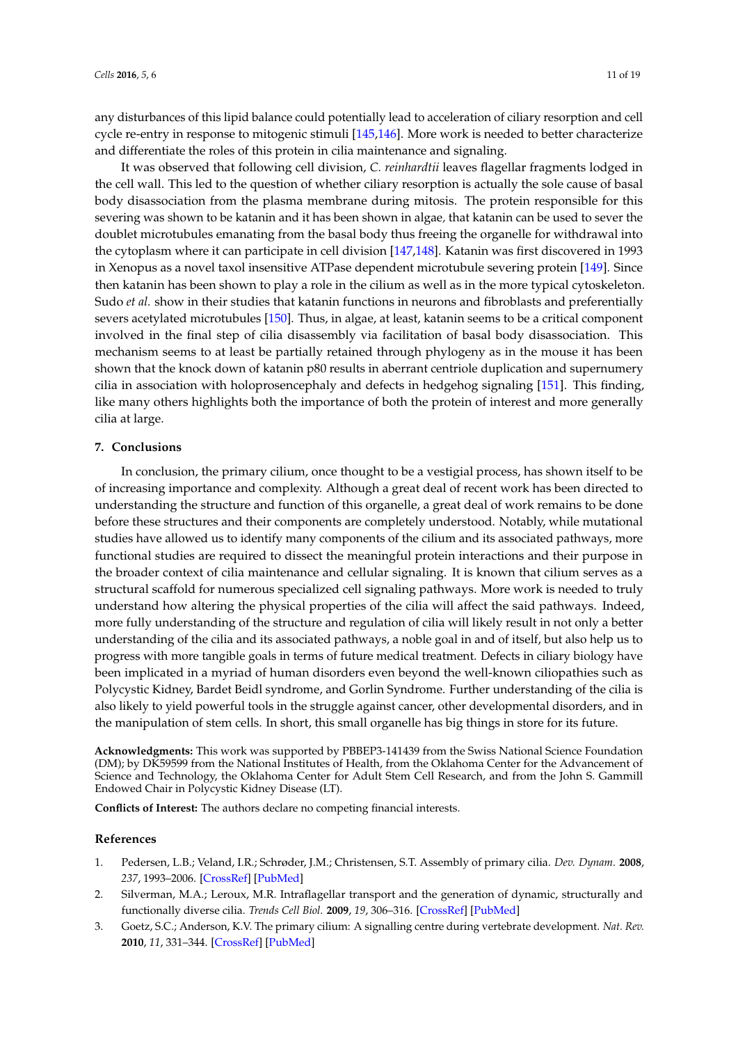any disturbances of this lipid balance could potentially lead to acceleration of ciliary resorption and cell cycle re-entry in response to mitogenic stimuli [145,146]. More work is needed to better characterize and differentiate the roles of this protein in cilia maintenance and signaling.

It was observed that following cell division, *C. reinhardtii* leaves flagellar fragments lodged in the cell wall. This led to the question of whether ciliary resorption is actually the sole cause of basal body disassociation from the plasma membrane during mitosis. The protein responsible for this severing was shown to be katanin and it has been shown in algae, that katanin can be used to sever the doublet microtubules emanating from the basal body thus freeing the organelle for withdrawal into the cytoplasm where it can participate in cell division [147,148]. Katanin was first discovered in 1993 in Xenopus as a novel taxol insensitive ATPase dependent microtubule severing protein [149]. Since then katanin has been shown to play a role in the cilium as well as in the more typical cytoskeleton. Sudo *et al.* show in their studies that katanin functions in neurons and fibroblasts and preferentially severs acetylated microtubules [150]. Thus, in algae, at least, katanin seems to be a critical component involved in the final step of cilia disassembly via facilitation of basal body disassociation. This mechanism seems to at least be partially retained through phylogeny as in the mouse it has been shown that the knock down of katanin p80 results in aberrant centriole duplication and supernumery cilia in association with holoprosencephaly and defects in hedgehog signaling [151]. This finding, like many others highlights both the importance of both the protein of interest and more generally cilia at large.

## 7. Conclusions

In conclusion, the primary cilium, once thought to be a vestigial process, has shown itself to be of increasing importance and complexity. Although a great deal of recent work has been directed to understanding the structure and function of this organelle, a great deal of work remains to be done before these structures and their components are completely understood. Notably, while mutational studies have allowed us to identify many components of the cilium and its associated pathways, more functional studies are required to dissect the meaningful protein interactions and their purpose in the broader context of cilia maintenance and cellular signaling. It is known that cilium serves as a structural scaffold for numerous specialized cell signaling pathways. More work is needed to truly understand how altering the physical properties of the cilia will affect the said pathways. Indeed, more fully understanding of the structure and regulation of cilia will likely result in not only a better understanding of the cilia and its associated pathways, a noble goal in and of itself, but also help us to progress with more tangible goals in terms of future medical treatment. Defects in ciliary biology have been implicated in a myriad of human disorders even beyond the well-known ciliopathies such as Polycystic Kidney, Bardet Beidl syndrome, and Gorlin Syndrome. Further understanding of the cilia is also likely to yield powerful tools in the struggle against cancer, other developmental disorders, and in the manipulation of stem cells. In short, this small organelle has big things in store for its future.

**Acknowledgments:** This work was supported by PBBEP3-141439 from the Swiss National Science Foundation (DM); by DK59599 from the National Institutes of Health, from the Oklahoma Center for the Advancement of Science and Technology, the Oklahoma Center for Adult Stem Cell Research, and from the John S. Gammill Endowed Chair in Polycystic Kidney Disease (LT).

**Conflicts of Interest:** The authors declare no competing financial interests.

## References

1. Pedersen, L.B.; Veland, I.R.; Schrøder, J.M.; Christensen, S.T. Assembly of primary cilia. *Dev. Dynam.* **2008**, *237*, 1993–2006. [CrossRef] [PubMed]
2. Silverman, M.A.; Leroux, M.R. Intraflagellar transport and the generation of dynamic, structurally and functionally diverse cilia. *Trends Cell Biol.* **2009**, *19*, 306–316. [CrossRef] [PubMed]
3. Goetz, S.C.; Anderson, K.V. The primary cilium: A signalling centre during vertebrate development. *Nat. Rev.* **2010**, *11*, 331–344. [CrossRef] [PubMed]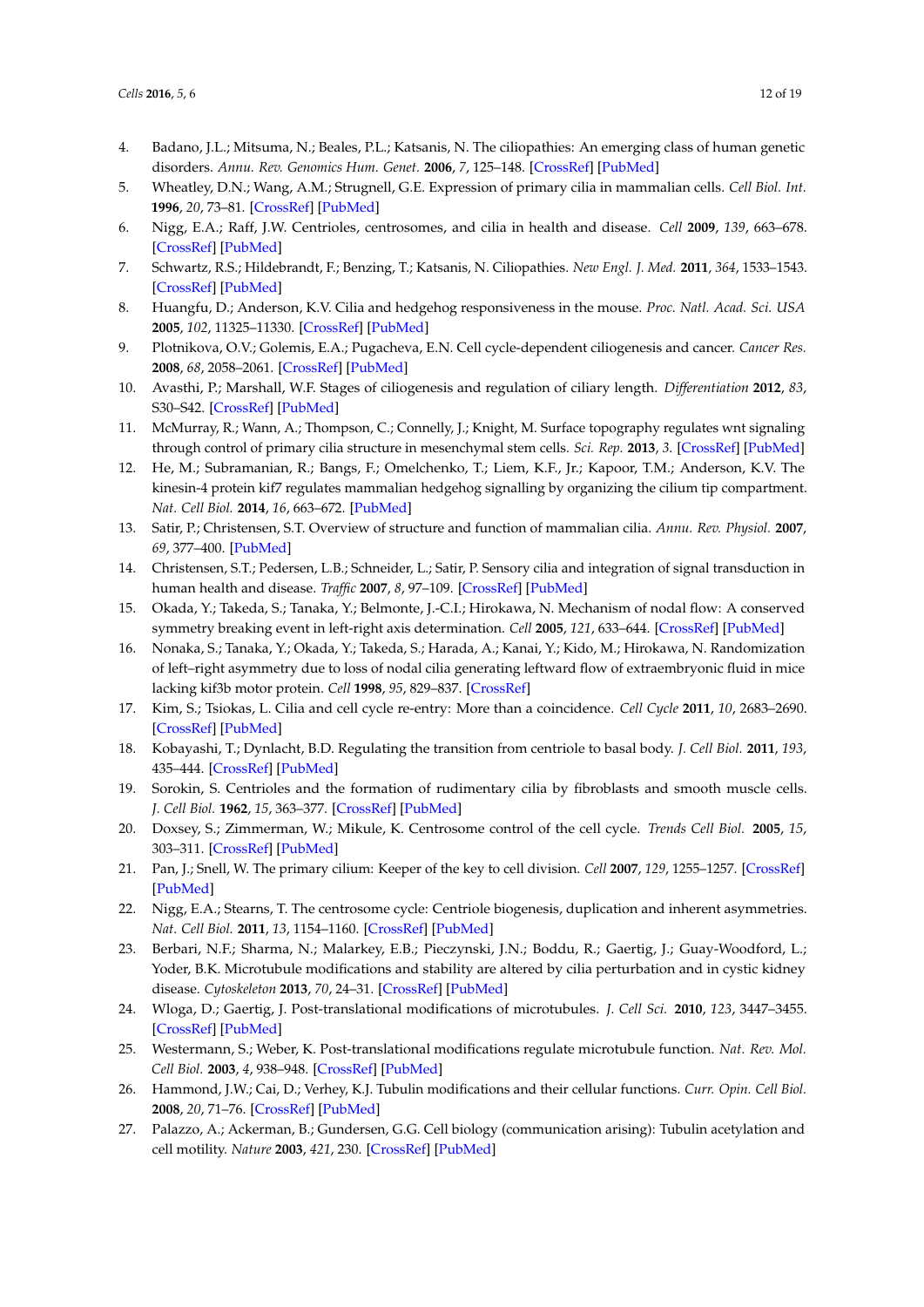4. Badano, J.L.; Mitsuma, N.; Beales, P.L.; Katsanis, N. The ciliopathies: An emerging class of human genetic disorders. *Annu. Rev. Genomics Hum. Genet.* **2006**, *7*, 125–148. [CrossRef] [PubMed]
5. Wheatley, D.N.; Wang, A.M.; Strugnell, G.E. Expression of primary cilia in mammalian cells. *Cell Biol. Int.* **1996**, *20*, 73–81. [CrossRef] [PubMed]
6. Nigg, E.A.; Raff, J.W. Centrioles, centrosomes, and cilia in health and disease. *Cell* **2009**, *139*, 663–678. [CrossRef] [PubMed]
7. Schwartz, R.S.; Hildebrandt, F.; Benzing, T.; Katsanis, N. Ciliopathies. *New Engl. J. Med.* **2011**, *364*, 1533–1543. [CrossRef] [PubMed]
8. Huangfu, D.; Anderson, K.V. Cilia and hedgehog responsiveness in the mouse. *Proc. Natl. Acad. Sci. USA* **2005**, *102*, 11325–11330. [CrossRef] [PubMed]
9. Plotnikova, O.V.; Golemis, E.A.; Pugacheva, E.N. Cell cycle-dependent ciliogenesis and cancer. *Cancer Res.* **2008**, *68*, 2058–2061. [CrossRef] [PubMed]
10. Avasthi, P.; Marshall, W.F. Stages of ciliogenesis and regulation of ciliary length. *Differentiation* **2012**, *83*, S30–S42. [CrossRef] [PubMed]
11. McMurray, R.; Wann, A.; Thompson, C.; Connelly, J.; Knight, M. Surface topography regulates wnt signaling through control of primary cilia structure in mesenchymal stem cells. *Sci. Rep.* **2013**, *3*. [CrossRef] [PubMed]
12. He, M.; Subramanian, R.; Bangs, F.; Omelchenko, T.; Liem, K.F., Jr.; Kapoor, T.M.; Anderson, K.V. The kinesin-4 protein kif7 regulates mammalian hedgehog signalling by organizing the cilium tip compartment. *Nat. Cell Biol.* **2014**, *16*, 663–672. [PubMed]
13. Satir, P.; Christensen, S.T. Overview of structure and function of mammalian cilia. *Annu. Rev. Physiol.* **2007**, *69*, 377–400. [PubMed]
14. Christensen, S.T.; Pedersen, L.B.; Schneider, L.; Satir, P. Sensory cilia and integration of signal transduction in human health and disease. *Traffic* **2007**, *8*, 97–109. [CrossRef] [PubMed]
15. Okada, Y.; Takeda, S.; Tanaka, Y.; Belmonte, J.-C.I.; Hirokawa, N. Mechanism of nodal flow: A conserved symmetry breaking event in left-right axis determination. *Cell* **2005**, *121*, 633–644. [CrossRef] [PubMed]
16. Nonaka, S.; Tanaka, Y.; Okada, Y.; Takeda, S.; Harada, A.; Kanai, Y.; Kido, M.; Hirokawa, N. Randomization of left–right asymmetry due to loss of nodal cilia generating leftward flow of extraembryonic fluid in mice lacking kif3b motor protein. *Cell* **1998**, *95*, 829–837. [CrossRef]
17. Kim, S.; Tsiokas, L. Cilia and cell cycle re-entry: More than a coincidence. *Cell Cycle* **2011**, *10*, 2683–2690. [CrossRef] [PubMed]
18. Kobayashi, T.; Dynlacht, B.D. Regulating the transition from centriole to basal body. *J. Cell Biol.* **2011**, *193*, 435–444. [CrossRef] [PubMed]
19. Sorokin, S. Centrioles and the formation of rudimentary cilia by fibroblasts and smooth muscle cells. *J. Cell Biol.* **1962**, *15*, 363–377. [CrossRef] [PubMed]
20. Doxsey, S.; Zimmerman, W.; Mikule, K. Centrosome control of the cell cycle. *Trends Cell Biol.* **2005**, *15*, 303–311. [CrossRef] [PubMed]
21. Pan, J.; Snell, W. The primary cilium: Keeper of the key to cell division. *Cell* **2007**, *129*, 1255–1257. [CrossRef] [PubMed]
22. Nigg, E.A.; Stearns, T. The centrosome cycle: Centriole biogenesis, duplication and inherent asymmetries. *Nat. Cell Biol.* **2011**, *13*, 1154–1160. [CrossRef] [PubMed]
23. Berbari, N.F.; Sharma, N.; Malarkey, E.B.; Pieczynski, J.N.; Boddu, R.; Gaertig, J.; Guay-Woodford, L.; Yoder, B.K. Microtubule modifications and stability are altered by cilia perturbation and in cystic kidney disease. *Cytoskeleton* **2013**, *70*, 24–31. [CrossRef] [PubMed]
24. Wloga, D.; Gaertig, J. Post-translational modifications of microtubules. *J. Cell Sci.* **2010**, *123*, 3447–3455. [CrossRef] [PubMed]
25. Westermann, S.; Weber, K. Post-translational modifications regulate microtubule function. *Nat. Rev. Mol. Cell Biol.* **2003**, *4*, 938–948. [CrossRef] [PubMed]
26. Hammond, J.W.; Cai, D.; Verhey, K.J. Tubulin modifications and their cellular functions. *Curr. Opin. Cell Biol.* **2008**, *20*, 71–76. [CrossRef] [PubMed]
27. Palazzo, A.; Ackerman, B.; Gundersen, G.G. Cell biology (communication arising): Tubulin acetylation and cell motility. *Nature* **2003**, *421*, 230. [CrossRef] [PubMed]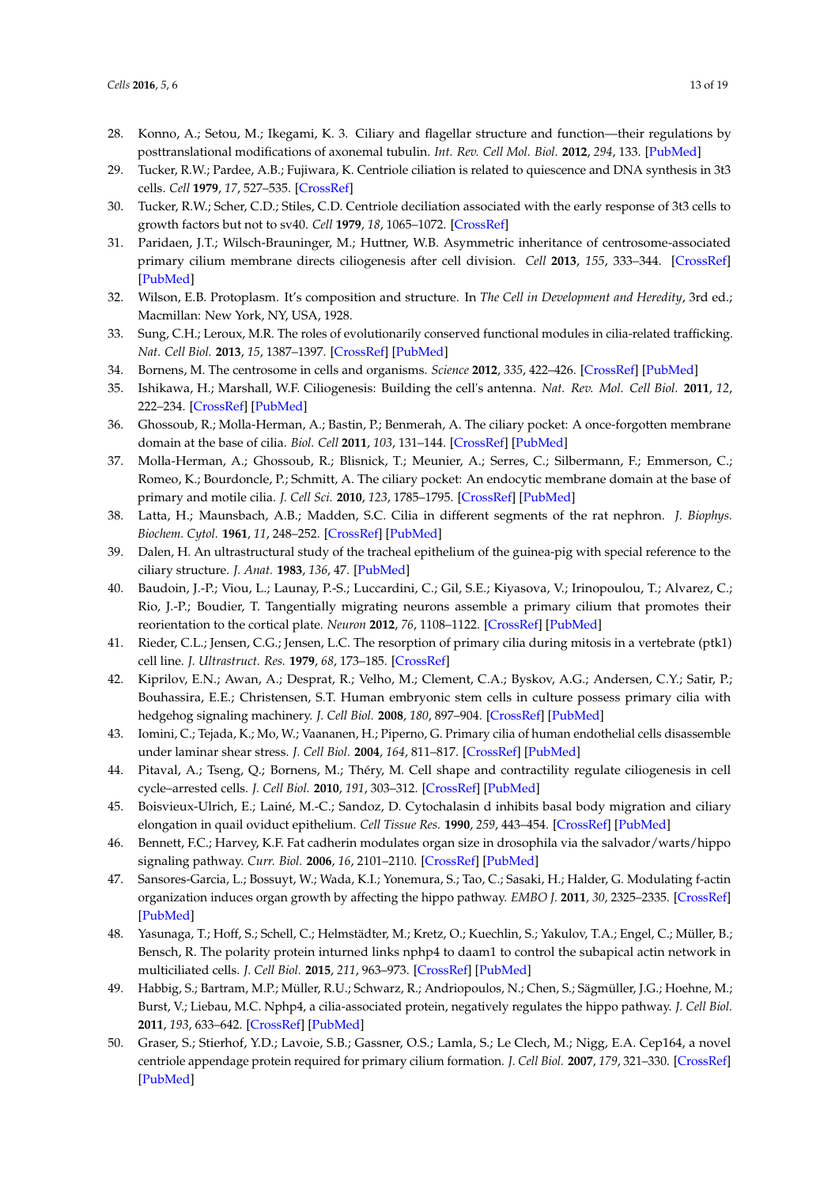28. Konno, A.; Setou, M.; Ikegami, K. 3. Ciliary and flagellar structure and function—their regulations by posttranslational modifications of axonemal tubulin. *Int. Rev. Cell Mol. Biol.* **2012**, *294*, 133. [PubMed]
29. Tucker, R.W.; Pardee, A.B.; Fujiwara, K. Centriole ciliation is related to quiescence and DNA synthesis in 3t3 cells. *Cell* **1979**, *17*, 527–535. [CrossRef]
30. Tucker, R.W.; Scher, C.D.; Stiles, C.D. Centriole deciliation associated with the early response of 3t3 cells to growth factors but not to sv40. *Cell* **1979**, *18*, 1065–1072. [CrossRef]
31. Paridaen, J.T.; Wilsch-Brauninger, M.; Huttner, W.B. Asymmetric inheritance of centrosome-associated primary cilium membrane directs ciliogenesis after cell division. *Cell* **2013**, *155*, 333–344. [CrossRef] [PubMed]
32. Wilson, E.B. Protoplasm. It's composition and structure. In *The Cell in Development and Heredity*, 3rd ed.; Macmillan: New York, NY, USA, 1928.
33. Sung, C.H.; Leroux, M.R. The roles of evolutionarily conserved functional modules in cilia-related trafficking. *Nat. Cell Biol.* **2013**, *15*, 1387–1397. [CrossRef] [PubMed]
34. Bornens, M. The centrosome in cells and organisms. *Science* **2012**, *335*, 422–426. [CrossRef] [PubMed]
35. Ishikawa, H.; Marshall, W.F. Ciliogenesis: Building the cell's antenna. *Nat. Rev. Mol. Cell Biol.* **2011**, *12*, 222–234. [CrossRef] [PubMed]
36. Ghossoub, R.; Molla-Herman, A.; Bastin, P.; Benmerah, A. The ciliary pocket: A once-forgotten membrane domain at the base of cilia. *Biol. Cell* **2011**, *103*, 131–144. [CrossRef] [PubMed]
37. Molla-Herman, A.; Ghossoub, R.; Blisnick, T.; Meunier, A.; Serres, C.; Silbermann, F.; Emmerson, C.; Romeo, K.; Bourdoncle, P.; Schmitt, A. The ciliary pocket: An endocytic membrane domain at the base of primary and motile cilia. *J. Cell Sci.* **2010**, *123*, 1785–1795. [CrossRef] [PubMed]
38. Latta, H.; Maunsbach, A.B.; Madden, S.C. Cilia in different segments of the rat nephron. *J. Biophys. Biochem. Cytol.* **1961**, *11*, 248–252. [CrossRef] [PubMed]
39. Dalen, H. An ultrastructural study of the tracheal epithelium of the guinea-pig with special reference to the ciliary structure. *J. Anat.* **1983**, *136*, 47. [PubMed]
40. Baudoin, J.-P.; Viou, L.; Launay, P.-S.; Luccardini, C.; Gil, S.E.; Kiyasova, V.; Irinopoulou, T.; Alvarez, C.; Rio, J.-P.; Boudier, T. Tangentially migrating neurons assemble a primary cilium that promotes their reorientation to the cortical plate. *Neuron* **2012**, *76*, 1108–1122. [CrossRef] [PubMed]
41. Rieder, C.L.; Jensen, C.G.; Jensen, L.C. The resorption of primary cilia during mitosis in a vertebrate (ptk1) cell line. *J. Ultrastruct. Res.* **1979**, *68*, 173–185. [CrossRef]
42. Kiprilov, E.N.; Awan, A.; Desprat, R.; Velho, M.; Clement, C.A.; Byskov, A.G.; Andersen, C.Y.; Satir, P.; Bouhassira, E.E.; Christensen, S.T. Human embryonic stem cells in culture possess primary cilia with hedgehog signaling machinery. *J. Cell Biol.* **2008**, *180*, 897–904. [CrossRef] [PubMed]
43. Iomini, C.; Tejada, K.; Mo, W.; Vaananen, H.; Piperno, G. Primary cilia of human endothelial cells disassemble under laminar shear stress. *J. Cell Biol.* **2004**, *164*, 811–817. [CrossRef] [PubMed]
44. Pitaval, A.; Tseng, Q.; Bornens, M.; Théry, M. Cell shape and contractility regulate ciliogenesis in cell cycle–arrested cells. *J. Cell Biol.* **2010**, *191*, 303–312. [CrossRef] [PubMed]
45. Boisvieux-Ulrich, E.; Lainé, M.-C.; Sandoz, D. Cytochalasin d inhibits basal body migration and ciliary elongation in quail oviduct epithelium. *Cell Tissue Res.* **1990**, *259*, 443–454. [CrossRef] [PubMed]
46. Bennett, F.C.; Harvey, K.F. Fat cadherin modulates organ size in drosophila via the salvador/warts/hippo signaling pathway. *Curr. Biol.* **2006**, *16*, 2101–2110. [CrossRef] [PubMed]
47. Sansores-Garcia, L.; Bossuyt, W.; Wada, K.I.; Yonemura, S.; Tao, C.; Sasaki, H.; Halder, G. Modulating f-actin organization induces organ growth by affecting the hippo pathway. *EMBO J.* **2011**, *30*, 2325–2335. [CrossRef] [PubMed]
48. Yasunaga, T.; Hoff, S.; Schell, C.; Helmstädter, M.; Kretz, O.; Kuechlin, S.; Yakulov, T.A.; Engel, C.; Müller, B.; Bensch, R. The polarity protein inturned links nphp4 to daam1 to control the subapical actin network in multiciliated cells. *J. Cell Biol.* **2015**, *211*, 963–973. [CrossRef] [PubMed]
49. Habbig, S.; Bartram, M.P.; Müller, R.U.; Schwarz, R.; Andriopoulos, N.; Chen, S.; Sägmüller, J.G.; Hoehne, M.; Burst, V.; Liebau, M.C. Nphp4, a cilia-associated protein, negatively regulates the hippo pathway. *J. Cell Biol.* **2011**, *193*, 633–642. [CrossRef] [PubMed]
50. Graser, S.; Stierhof, Y.D.; Lavoie, S.B.; Gassner, O.S.; Lamla, S.; Le Clech, M.; Nigg, E.A. Cep164, a novel centriole appendage protein required for primary cilium formation. *J. Cell Biol.* **2007**, *179*, 321–330. [CrossRef] [PubMed]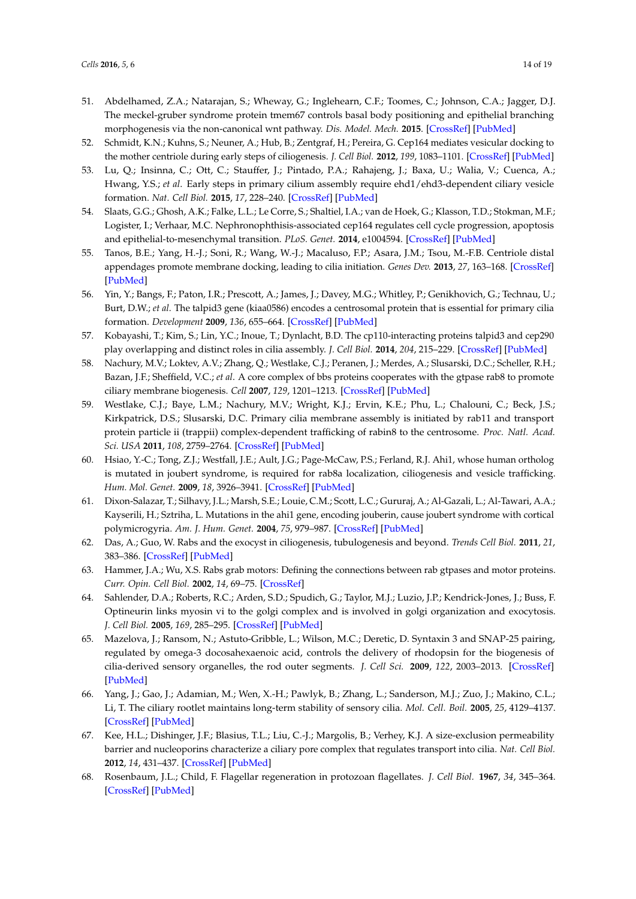51. Abdelhamed, Z.A.; Natarajan, S.; Wheway, G.; Inglehearn, C.F.; Toomes, C.; Johnson, C.A.; Jagger, D.J. The meckel-gruber syndrome protein tmem67 controls basal body positioning and epithelial branching morphogenesis via the non-canonical wnt pathway. *Dis. Model. Mech.* **2015**. [CrossRef] [PubMed]
52. Schmidt, K.N.; Kuhns, S.; Neuner, A.; Hub, B.; Zentgraf, H.; Pereira, G. Cep164 mediates vesicular docking to the mother centriole during early steps of ciliogenesis. *J. Cell Biol.* **2012**, *199*, 1083–1101. [CrossRef] [PubMed]
53. Lu, Q.; Insinna, C.; Ott, C.; Stauffer, J.; Pintado, P.A.; Rahajeng, J.; Baxa, U.; Walia, V.; Cuenca, A.; Hwang, Y.S.; *et al*. Early steps in primary cilium assembly require ehd1/ehd3-dependent ciliary vesicle formation. *Nat. Cell Biol.* **2015**, *17*, 228–240. [CrossRef] [PubMed]
54. Slaats, G.G.; Ghosh, A.K.; Falke, L.L.; Le Corre, S.; Shaltiel, I.A.; van de Hoek, G.; Klasson, T.D.; Stokman, M.F.; Logister, I.; Verhaar, M.C. Nephronophthisis-associated cep164 regulates cell cycle progression, apoptosis and epithelial-to-mesenchymal transition. *PLoS. Genet.* **2014**, e1004594. [CrossRef] [PubMed]
55. Tanos, B.E.; Yang, H.-J.; Soni, R.; Wang, W.-J.; Macaluso, F.P.; Asara, J.M.; Tsou, M.-F.B. Centriole distal appendages promote membrane docking, leading to cilia initiation. *Genes Dev.* **2013**, *27*, 163–168. [CrossRef] [PubMed]
56. Yin, Y.; Bangs, F.; Paton, I.R.; Prescott, A.; James, J.; Davey, M.G.; Whitley, P.; Genikhovich, G.; Technau, U.; Burt, D.W.; *et al*. The talpid3 gene (kiaa0586) encodes a centrosomal protein that is essential for primary cilia formation. *Development* **2009**, *136*, 655–664. [CrossRef] [PubMed]
57. Kobayashi, T.; Kim, S.; Lin, Y.C.; Inoue, T.; Dynlacht, B.D. The cp110-interacting proteins talpid3 and cep290 play overlapping and distinct roles in cilia assembly. *J. Cell Biol.* **2014**, *204*, 215–229. [CrossRef] [PubMed]
58. Nachury, M.V.; Loktev, A.V.; Zhang, Q.; Westlake, C.J.; Peranen, J.; Merdes, A.; Slusarski, D.C.; Scheller, R.H.; Bazan, J.F.; Sheffield, V.C.; *et al*. A core complex of bbs proteins cooperates with the gtpase rab8 to promote ciliary membrane biogenesis. *Cell* **2007**, *129*, 1201–1213. [CrossRef] [PubMed]
59. Westlake, C.J.; Baye, L.M.; Nachury, M.V.; Wright, K.J.; Ervin, K.E.; Phu, L.; Chalouni, C.; Beck, J.S.; Kirkpatrick, D.S.; Slusarski, D.C. Primary cilia membrane assembly is initiated by rab11 and transport protein particle ii (trappii) complex-dependent trafficking of rabin8 to the centrosome. *Proc. Natl. Acad. Sci. USA* **2011**, *108*, 2759–2764. [CrossRef] [PubMed]
60. Hsiao, Y.-C.; Tong, Z.J.; Westfall, J.E.; Ault, J.G.; Page-McCaw, P.S.; Ferland, R.J. Ahi1, whose human ortholog is mutated in joubert syndrome, is required for rab8a localization, ciliogenesis and vesicle trafficking. *Hum. Mol. Genet.* **2009**, *18*, 3926–3941. [CrossRef] [PubMed]
61. Dixon-Salazar, T.; Silhavy, J.L.; Marsh, S.E.; Louie, C.M.; Scott, L.C.; Gururaj, A.; Al-Gazali, L.; Al-Tawari, A.A.; Kayserili, H.; Sztriha, L. Mutations in the ahi1 gene, encoding jouberin, cause joubert syndrome with cortical polymicrogyria. *Am. J. Hum. Genet.* **2004**, *75*, 979–987. [CrossRef] [PubMed]
62. Das, A.; Guo, W. Rabs and the exocyst in ciliogenesis, tubulogenesis and beyond. *Trends Cell Biol.* **2011**, *21*, 383–386. [CrossRef] [PubMed]
63. Hammer, J.A.; Wu, X.S. Rabs grab motors: Defining the connections between rab gtpases and motor proteins. *Curr. Opin. Cell Biol.* **2002**, *14*, 69–75. [CrossRef]
64. Sahlender, D.A.; Roberts, R.C.; Arden, S.D.; Spudich, G.; Taylor, M.J.; Luzio, J.P.; Kendrick-Jones, J.; Buss, F. Optineurin links myosin vi to the golgi complex and is involved in golgi organization and exocytosis. *J. Cell Biol.* **2005**, *169*, 285–295. [CrossRef] [PubMed]
65. Mazelova, J.; Ransom, N.; Astuto-Gribble, L.; Wilson, M.C.; Deretic, D. Syntaxin 3 and SNAP-25 pairing, regulated by omega-3 docosahexaenoic acid, controls the delivery of rhodopsin for the biogenesis of cilia-derived sensory organelles, the rod outer segments. *J. Cell Sci.* **2009**, *122*, 2003–2013. [CrossRef] [PubMed]
66. Yang, J.; Gao, J.; Adamian, M.; Wen, X.-H.; Pawlyk, B.; Zhang, L.; Sanderson, M.J.; Zuo, J.; Makino, C.L.; Li, T. The ciliary rootlet maintains long-term stability of sensory cilia. *Mol. Cell. Boil.* **2005**, *25*, 4129–4137. [CrossRef] [PubMed]
67. Kee, H.L.; Dishinger, J.F.; Blasius, T.L.; Liu, C.-J.; Margolis, B.; Verhey, K.J. A size-exclusion permeability barrier and nucleoporins characterize a ciliary pore complex that regulates transport into cilia. *Nat. Cell Biol.* **2012**, *14*, 431–437. [CrossRef] [PubMed]
68. Rosenbaum, J.L.; Child, F. Flagellar regeneration in protozoan flagellates. *J. Cell Biol.* **1967**, *34*, 345–364. [CrossRef] [PubMed]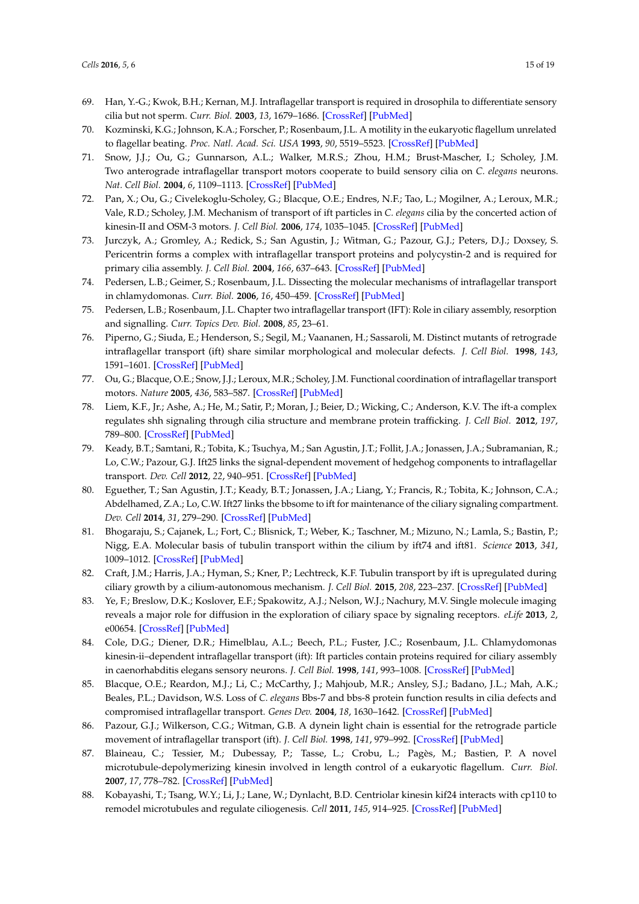69. Han, Y.-G.; Kwok, B.H.; Kernan, M.J. Intraflagellar transport is required in drosophila to differentiate sensory cilia but not sperm. *Curr. Biol.* **2003**, *13*, 1679–1686. [CrossRef] [PubMed]
70. Kozminski, K.G.; Johnson, K.A.; Forscher, P.; Rosenbaum, J.L. A motility in the eukaryotic flagellum unrelated to flagellar beating. *Proc. Natl. Acad. Sci. USA* **1993**, *90*, 5519–5523. [CrossRef] [PubMed]
71. Snow, J.J.; Ou, G.; Gunnarson, A.L.; Walker, M.R.S.; Zhou, H.M.; Brust-Mascher, I.; Scholey, J.M. Two anterograde intraflagellar transport motors cooperate to build sensory cilia on *C. elegans* neurons. *Nat. Cell Biol.* **2004**, *6*, 1109–1113. [CrossRef] [PubMed]
72. Pan, X.; Ou, G.; Civelekoglu-Scholey, G.; Blacque, O.E.; Endres, N.F.; Tao, L.; Mogilner, A.; Leroux, M.R.; Vale, R.D.; Scholey, J.M. Mechanism of transport of ift particles in *C. elegans* cilia by the concerted action of kinesin-II and OSM-3 motors. *J. Cell Biol.* **2006**, *174*, 1035–1045. [CrossRef] [PubMed]
73. Jurczyk, A.; Gromley, A.; Redick, S.; San Agustin, J.; Witman, G.; Pazour, G.J.; Peters, D.J.; Doxsey, S. Pericentrin forms a complex with intraflagellar transport proteins and polycystin-2 and is required for primary cilia assembly. *J. Cell Biol.* **2004**, *166*, 637–643. [CrossRef] [PubMed]
74. Pedersen, L.B.; Geimer, S.; Rosenbaum, J.L. Dissecting the molecular mechanisms of intraflagellar transport in chlamydomonas. *Curr. Biol.* **2006**, *16*, 450–459. [CrossRef] [PubMed]
75. Pedersen, L.B.; Rosenbaum, J.L. Chapter two intraflagellar transport (IFT): Role in ciliary assembly, resorption and signalling. *Curr. Topics Dev. Biol.* **2008**, *85*, 23–61.
76. Piperno, G.; Siuda, E.; Henderson, S.; Segil, M.; Vaananen, H.; Sassaroli, M. Distinct mutants of retrograde intraflagellar transport (ift) share similar morphological and molecular defects. *J. Cell Biol.* **1998**, *143*, 1591–1601. [CrossRef] [PubMed]
77. Ou, G.; Blacque, O.E.; Snow, J.J.; Leroux, M.R.; Scholey, J.M. Functional coordination of intraflagellar transport motors. *Nature* **2005**, *436*, 583–587. [CrossRef] [PubMed]
78. Liem, K.F., Jr.; Ashe, A.; He, M.; Satir, P.; Moran, J.; Beier, D.; Wicking, C.; Anderson, K.V. The ift-a complex regulates shh signaling through cilia structure and membrane protein trafficking. *J. Cell Biol.* **2012**, *197*, 789–800. [CrossRef] [PubMed]
79. Keady, B.T.; Samtani, R.; Tobita, K.; Tsuchya, M.; San Agustin, J.T.; Follit, J.A.; Jonassen, J.A.; Subramanian, R.; Lo, C.W.; Pazour, G.J. Ift25 links the signal-dependent movement of hedgehog components to intraflagellar transport. *Dev. Cell* **2012**, *22*, 940–951. [CrossRef] [PubMed]
80. Eguether, T.; San Agustin, J.T.; Keady, B.T.; Jonassen, J.A.; Liang, Y.; Francis, R.; Tobita, K.; Johnson, C.A.; Abdelhamed, Z.A.; Lo, C.W. Ift27 links the bbsome to ift for maintenance of the ciliary signaling compartment. *Dev. Cell* **2014**, *31*, 279–290. [CrossRef] [PubMed]
81. Bhogaraju, S.; Cajanek, L.; Fort, C.; Blisnick, T.; Weber, K.; Taschner, M.; Mizuno, N.; Lamla, S.; Bastin, P.; Nigg, E.A. Molecular basis of tubulin transport within the cilium by ift74 and ift81. *Science* **2013**, *341*, 1009–1012. [CrossRef] [PubMed]
82. Craft, J.M.; Harris, J.A.; Hyman, S.; Kner, P.; Lechtreck, K.F. Tubulin transport by ift is upregulated during ciliary growth by a cilium-autonomous mechanism. *J. Cell Biol.* **2015**, *208*, 223–237. [CrossRef] [PubMed]
83. Ye, F.; Breslow, D.K.; Koslover, E.F.; Spakowitz, A.J.; Nelson, W.J.; Nachury, M.V. Single molecule imaging reveals a major role for diffusion in the exploration of ciliary space by signaling receptors. *eLife* **2013**, *2*, e00654. [CrossRef] [PubMed]
84. Cole, D.G.; Diener, D.R.; Himelblau, A.L.; Beech, P.L.; Fuster, J.C.; Rosenbaum, J.L. Chlamydomonas kinesin-ii–dependent intraflagellar transport (ift): Ift particles contain proteins required for ciliary assembly in caenorhabditis elegans sensory neurons. *J. Cell Biol.* **1998**, *141*, 993–1008. [CrossRef] [PubMed]
85. Blacque, O.E.; Reardon, M.J.; Li, C.; McCarthy, J.; Mahjoub, M.R.; Ansley, S.J.; Badano, J.L.; Mah, A.K.; Beales, P.L.; Davidson, W.S. Loss of *C. elegans* Bbs-7 and bbs-8 protein function results in cilia defects and compromised intraflagellar transport. *Genes Dev.* **2004**, *18*, 1630–1642. [CrossRef] [PubMed]
86. Pazour, G.J.; Wilkerson, C.G.; Witman, G.B. A dynein light chain is essential for the retrograde particle movement of intraflagellar transport (ift). *J. Cell Biol.* **1998**, *141*, 979–992. [CrossRef] [PubMed]
87. Blaineau, C.; Tessier, M.; Dubessay, P.; Tasse, L.; Crobu, L.; Pagès, M.; Bastien, P. A novel microtubule-depolymerizing kinesin involved in length control of a eukaryotic flagellum. *Curr. Biol.* **2007**, *17*, 778–782. [CrossRef] [PubMed]
88. Kobayashi, T.; Tsang, W.Y.; Li, J.; Lane, W.; Dynlacht, B.D. Centriolar kinesin kif24 interacts with cp110 to remodel microtubules and regulate ciliogenesis. *Cell* **2011**, *145*, 914–925. [CrossRef] [PubMed]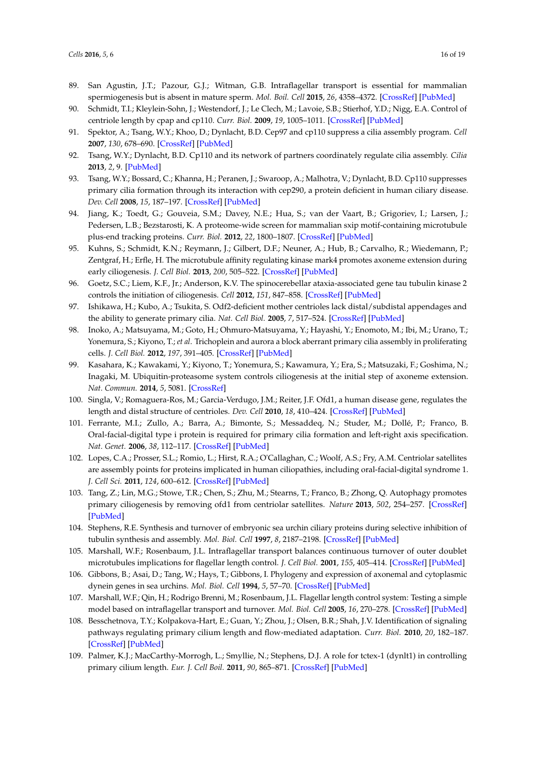89. San Agustin, J.T.; Pazour, G.J.; Witman, G.B. Intraflagellar transport is essential for mammalian spermiogenesis but is absent in mature sperm. *Mol. Boil. Cell* **2015**, *26*, 4358–4372. [CrossRef] [PubMed]
90. Schmidt, T.I.; Kleylein-Sohn, J.; Westendorf, J.; Le Clech, M.; Lavoie, S.B.; Stierhof, Y.D.; Nigg, E.A. Control of centriole length by cpap and cp110. *Curr. Biol.* **2009**, *19*, 1005–1011. [CrossRef] [PubMed]
91. Spektor, A.; Tsang, W.Y.; Khoo, D.; Dynlacht, B.D. Cep97 and cp110 suppress a cilia assembly program. *Cell* **2007**, *130*, 678–690. [CrossRef] [PubMed]
92. Tsang, W.Y.; Dynlacht, B.D. Cp110 and its network of partners coordinately regulate cilia assembly. *Cilia* **2013**, *2*, 9. [PubMed]
93. Tsang, W.Y.; Bossard, C.; Khanna, H.; Peranen, J.; Swaroop, A.; Malhotra, V.; Dynlacht, B.D. Cp110 suppresses primary cilia formation through its interaction with cep290, a protein deficient in human ciliary disease. *Dev. Cell* **2008**, *15*, 187–197. [CrossRef] [PubMed]
94. Jiang, K.; Toedt, G.; Gouveia, S.M.; Davey, N.E.; Hua, S.; van der Vaart, B.; Grigoriev, I.; Larsen, J.; Pedersen, L.B.; Bezstarosti, K. A proteome-wide screen for mammalian sxip motif-containing microtubule plus-end tracking proteins. *Curr. Biol.* **2012**, *22*, 1800–1807. [CrossRef] [PubMed]
95. Kuhns, S.; Schmidt, K.N.; Reymann, J.; Gilbert, D.F.; Neuner, A.; Hub, B.; Carvalho, R.; Wiedemann, P.; Zentgraf, H.; Erfle, H. The microtubule affinity regulating kinase mark4 promotes axoneme extension during early ciliogenesis. *J. Cell Biol.* **2013**, *200*, 505–522. [CrossRef] [PubMed]
96. Goetz, S.C.; Liem, K.F., Jr.; Anderson, K.V. The spinocerebellar ataxia-associated gene tau tubulin kinase 2 controls the initiation of ciliogenesis. *Cell* **2012**, *151*, 847–858. [CrossRef] [PubMed]
97. Ishikawa, H.; Kubo, A.; Tsukita, S. Odf2-deficient mother centrioles lack distal/subdistal appendages and the ability to generate primary cilia. *Nat. Cell Biol.* **2005**, *7*, 517–524. [CrossRef] [PubMed]
98. Inoko, A.; Matsuyama, M.; Goto, H.; Ohmuro-Matsuyama, Y.; Hayashi, Y.; Enomoto, M.; Ibi, M.; Urano, T.; Yonemura, S.; Kiyono, T.; *et al.* Trichoplein and aurora a block aberrant primary cilia assembly in proliferating cells. *J. Cell Biol.* **2012**, *197*, 391–405. [CrossRef] [PubMed]
99. Kasahara, K.; Kawakami, Y.; Kiyono, T.; Yonemura, S.; Kawamura, Y.; Era, S.; Matsuzaki, F.; Goshima, N.; Inagaki, M. Ubiquitin-proteasome system controls ciliogenesis at the initial step of axoneme extension. *Nat. Commun.* **2014**, *5*, 5081. [CrossRef]
100. Singla, V.; Romaguera-Ros, M.; Garcia-Verdugo, J.M.; Reiter, J.F. Ofd1, a human disease gene, regulates the length and distal structure of centrioles. *Dev. Cell* **2010**, *18*, 410–424. [CrossRef] [PubMed]
101. Ferrante, M.I.; Zullo, A.; Barra, A.; Bimonte, S.; Messaddeq, N.; Studer, M.; Dollé, P.; Franco, B. Oral-facial-digital type i protein is required for primary cilia formation and left-right axis specification. *Nat. Genet.* **2006**, *38*, 112–117. [CrossRef] [PubMed]
102. Lopes, C.A.; Prosser, S.L.; Romio, L.; Hirst, R.A.; O'Callaghan, C.; Woolf, A.S.; Fry, A.M. Centriolar satellites are assembly points for proteins implicated in human ciliopathies, including oral-facial-digital syndrome 1. *J. Cell Sci.* **2011**, *124*, 600–612. [CrossRef] [PubMed]
103. Tang, Z.; Lin, M.G.; Stowe, T.R.; Chen, S.; Zhu, M.; Stearns, T.; Franco, B.; Zhong, Q. Autophagy promotes primary ciliogenesis by removing ofd1 from centriolar satellites. *Nature* **2013**, *502*, 254–257. [CrossRef] [PubMed]
104. Stephens, R.E. Synthesis and turnover of embryonic sea urchin ciliary proteins during selective inhibition of tubulin synthesis and assembly. *Mol. Biol. Cell* **1997**, *8*, 2187–2198. [CrossRef] [PubMed]
105. Marshall, W.F.; Rosenbaum, J.L. Intraflagellar transport balances continuous turnover of outer doublet microtubules implications for flagellar length control. *J. Cell Biol.* **2001**, *155*, 405–414. [CrossRef] [PubMed]
106. Gibbons, B.; Asai, D.; Tang, W.; Hays, T.; Gibbons, I. Phylogeny and expression of axonemal and cytoplasmic dynein genes in sea urchins. *Mol. Biol. Cell* **1994**, *5*, 57–70. [CrossRef] [PubMed]
107. Marshall, W.F.; Qin, H.; Rodrigo Brenni, M.; Rosenbaum, J.L. Flagellar length control system: Testing a simple model based on intraflagellar transport and turnover. *Mol. Biol. Cell* **2005**, *16*, 270–278. [CrossRef] [PubMed]
108. Besschetnova, T.Y.; Kolpakova-Hart, E.; Guan, Y.; Zhou, J.; Olsen, B.R.; Shah, J.V. Identification of signaling pathways regulating primary cilium length and flow-mediated adaptation. *Curr. Biol.* **2010**, *20*, 182–187. [CrossRef] [PubMed]
109. Palmer, K.J.; MacCarthy-Morrogh, L.; Smyllie, N.; Stephens, D.J. A role for tctex-1 (dynlt1) in controlling primary cilium length. *Eur. J. Cell Boil.* **2011**, *90*, 865–871. [CrossRef] [PubMed]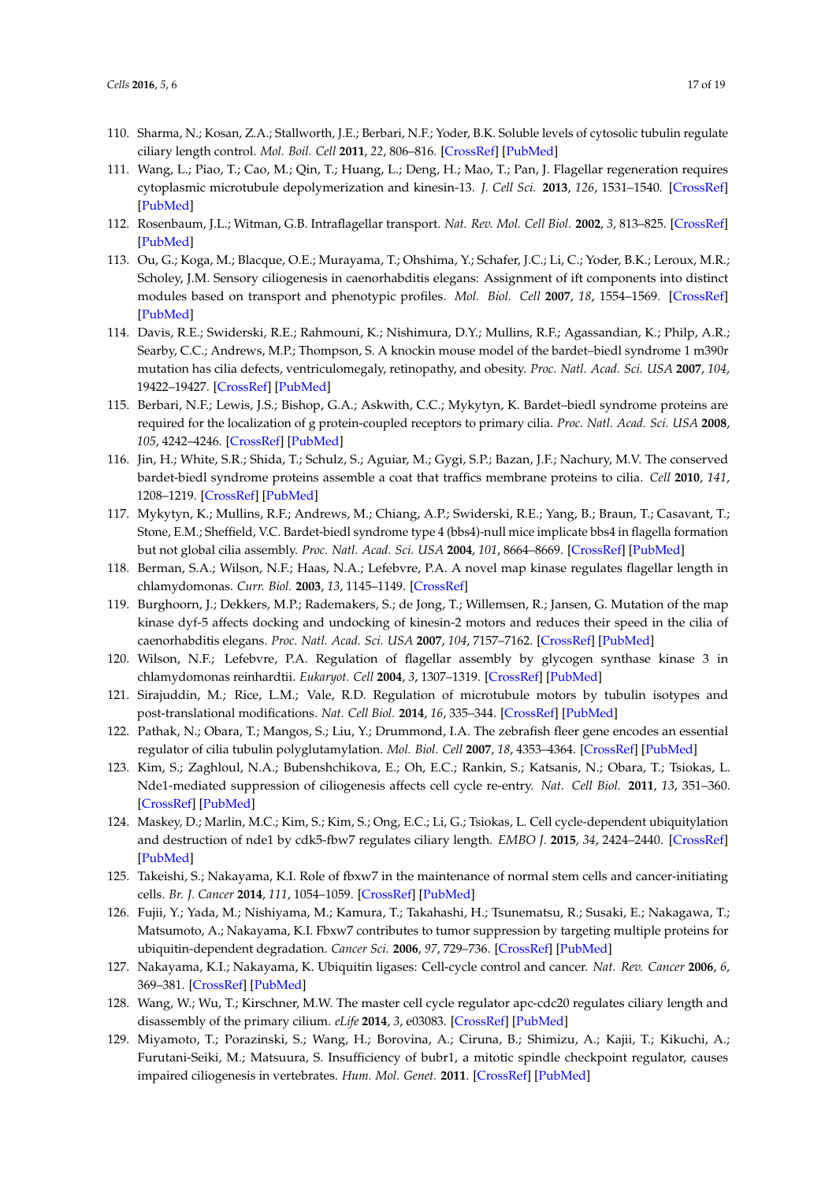110. Sharma, N.; Kosan, Z.A.; Stallworth, J.E.; Berbari, N.F.; Yoder, B.K. Soluble levels of cytosolic tubulin regulate ciliary length control. *Mol. Boil. Cell* **2011**, *22*, 806–816. [CrossRef] [PubMed]
111. Wang, L.; Piao, T.; Cao, M.; Qin, T.; Huang, L.; Deng, H.; Mao, T.; Pan, J. Flagellar regeneration requires cytoplasmic microtubule depolymerization and kinesin-13. *J. Cell Sci.* **2013**, *126*, 1531–1540. [CrossRef] [PubMed]
112. Rosenbaum, J.L.; Witman, G.B. Intraflagellar transport. *Nat. Rev. Mol. Cell Biol.* **2002**, *3*, 813–825. [CrossRef] [PubMed]
113. Ou, G.; Koga, M.; Blacque, O.E.; Murayama, T.; Ohshima, Y.; Schafer, J.C.; Li, C.; Yoder, B.K.; Leroux, M.R.; Scholey, J.M. Sensory ciliogenesis in caenorhabditis elegans: Assignment of ift components into distinct modules based on transport and phenotypic profiles. *Mol. Biol. Cell* **2007**, *18*, 1554–1569. [CrossRef] [PubMed]
114. Davis, R.E.; Swiderski, R.E.; Rahmouni, K.; Nishimura, D.Y.; Mullins, R.F.; Agassandian, K.; Philp, A.R.; Searby, C.C.; Andrews, M.P.; Thompson, S. A knockin mouse model of the bardet–biedl syndrome 1 m390r mutation has cilia defects, ventriculomegaly, retinopathy, and obesity. *Proc. Natl. Acad. Sci. USA* **2007**, *104*, 19422–19427. [CrossRef] [PubMed]
115. Berbari, N.F.; Lewis, J.S.; Bishop, G.A.; Askwith, C.C.; Mykytyn, K. Bardet–biedl syndrome proteins are required for the localization of g protein-coupled receptors to primary cilia. *Proc. Natl. Acad. Sci. USA* **2008**, *105*, 4242–4246. [CrossRef] [PubMed]
116. Jin, H.; White, S.R.; Shida, T.; Schulz, S.; Aguiar, M.; Gygi, S.P.; Bazan, J.F.; Nachury, M.V. The conserved bardet-biedl syndrome proteins assemble a coat that traffics membrane proteins to cilia. *Cell* **2010**, *141*, 1208–1219. [CrossRef] [PubMed]
117. Mykytyn, K.; Mullins, R.F.; Andrews, M.; Chiang, A.P.; Swiderski, R.E.; Yang, B.; Braun, T.; Casavant, T.; Stone, E.M.; Sheffield, V.C. Bardet-biedl syndrome type 4 (bbs4)-null mice implicate bbs4 in flagella formation but not global cilia assembly. *Proc. Natl. Acad. Sci. USA* **2004**, *101*, 8664–8669. [CrossRef] [PubMed]
118. Berman, S.A.; Wilson, N.F.; Haas, N.A.; Lefebvre, P.A. A novel map kinase regulates flagellar length in chlamydomonas. *Curr. Biol.* **2003**, *13*, 1145–1149. [CrossRef]
119. Burghoorn, J.; Dekkers, M.P.; Rademakers, S.; de Jong, T.; Willemsen, R.; Jansen, G. Mutation of the map kinase dyf-5 affects docking and undocking of kinesin-2 motors and reduces their speed in the cilia of caenorhabditis elegans. *Proc. Natl. Acad. Sci. USA* **2007**, *104*, 7157–7162. [CrossRef] [PubMed]
120. Wilson, N.F.; Lefebvre, P.A. Regulation of flagellar assembly by glycogen synthase kinase 3 in chlamydomonas reinhardtii. *Eukaryot. Cell* **2004**, *3*, 1307–1319. [CrossRef] [PubMed]
121. Sirajuddin, M.; Rice, L.M.; Vale, R.D. Regulation of microtubule motors by tubulin isotypes and post-translational modifications. *Nat. Cell Biol.* **2014**, *16*, 335–344. [CrossRef] [PubMed]
122. Pathak, N.; Obara, T.; Mangos, S.; Liu, Y.; Drummond, I.A. The zebrafish fleer gene encodes an essential regulator of cilia tubulin polyglutamylation. *Mol. Biol. Cell* **2007**, *18*, 4353–4364. [CrossRef] [PubMed]
123. Kim, S.; Zaghloul, N.A.; Bubenshchikova, E.; Oh, E.C.; Rankin, S.; Katsanis, N.; Obara, T.; Tsiokas, L. Nde1-mediated suppression of ciliogenesis affects cell cycle re-entry. *Nat. Cell Biol.* **2011**, *13*, 351–360. [CrossRef] [PubMed]
124. Maskey, D.; Marlin, M.C.; Kim, S.; Kim, S.; Ong, E.C.; Li, G.; Tsiokas, L. Cell cycle-dependent ubiquitylation and destruction of nde1 by cdk5-fbw7 regulates ciliary length. *EMBO J.* **2015**, *34*, 2424–2440. [CrossRef] [PubMed]
125. Takeishi, S.; Nakayama, K.I. Role of fbxw7 in the maintenance of normal stem cells and cancer-initiating cells. *Br. J. Cancer* **2014**, *111*, 1054–1059. [CrossRef] [PubMed]
126. Fujii, Y.; Yada, M.; Nishiyama, M.; Kamura, T.; Takahashi, H.; Tsunematsu, R.; Susaki, E.; Nakagawa, T.; Matsumoto, A.; Nakayama, K.I. Fbxw7 contributes to tumor suppression by targeting multiple proteins for ubiquitin-dependent degradation. *Cancer Sci.* **2006**, *97*, 729–736. [CrossRef] [PubMed]
127. Nakayama, K.I.; Nakayama, K. Ubiquitin ligases: Cell-cycle control and cancer. *Nat. Rev. Cancer* **2006**, *6*, 369–381. [CrossRef] [PubMed]
128. Wang, W.; Wu, T.; Kirschner, M.W. The master cell cycle regulator apc-cdc20 regulates ciliary length and disassembly of the primary cilium. *eLife* **2014**, *3*, e03083. [CrossRef] [PubMed]
129. Miyamoto, T.; Porazinski, S.; Wang, H.; Borovina, A.; Ciruna, B.; Shimizu, A.; Kajii, T.; Kikuchi, A.; Furutani-Seiki, M.; Matsuura, S. Insufficiency of bubr1, a mitotic spindle checkpoint regulator, causes impaired ciliogenesis in vertebrates. *Hum. Mol. Genet.* **2011**. [CrossRef] [PubMed]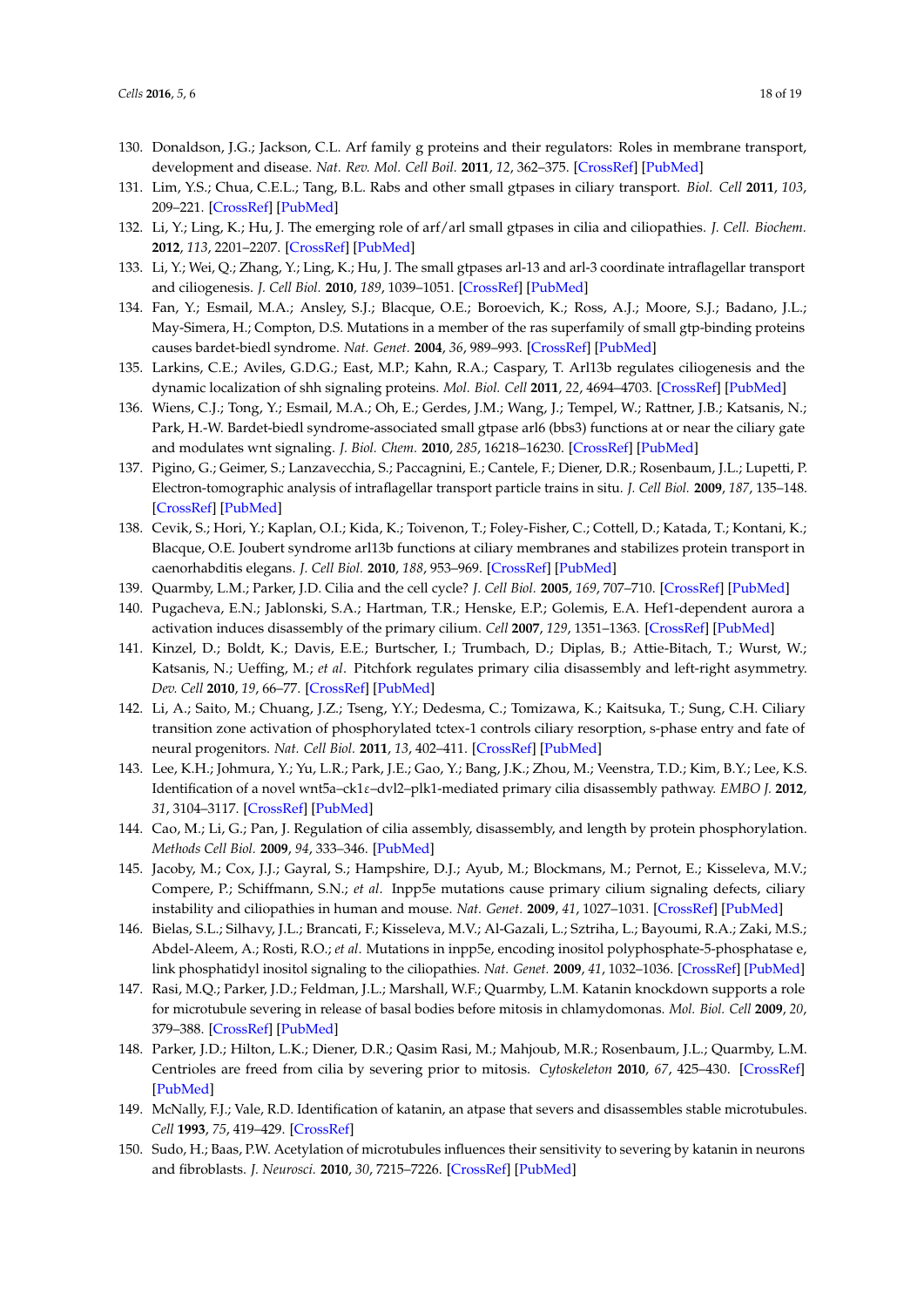130. Donaldson, J.G.; Jackson, C.L. Arf family g proteins and their regulators: Roles in membrane transport, development and disease. *Nat. Rev. Mol. Cell Boil.* **2011**, *12*, 362–375. [CrossRef] [PubMed]
131. Lim, Y.S.; Chua, C.E.L.; Tang, B.L. Rabs and other small gtpases in ciliary transport. *Biol. Cell* **2011**, *103*, 209–221. [CrossRef] [PubMed]
132. Li, Y.; Ling, K.; Hu, J. The emerging role of arf/arl small gtpases in cilia and ciliopathies. *J. Cell. Biochem.* **2012**, *113*, 2201–2207. [CrossRef] [PubMed]
133. Li, Y.; Wei, Q.; Zhang, Y.; Ling, K.; Hu, J. The small gtpases arl-13 and arl-3 coordinate intraflagellar transport and ciliogenesis. *J. Cell Biol.* **2010**, *189*, 1039–1051. [CrossRef] [PubMed]
134. Fan, Y.; Esmail, M.A.; Ansley, S.J.; Blacque, O.E.; Boroevich, K.; Ross, A.J.; Moore, S.J.; Badano, J.L.; May-Simera, H.; Compton, D.S. Mutations in a member of the ras superfamily of small gtp-binding proteins causes bardet-biedl syndrome. *Nat. Genet.* **2004**, *36*, 989–993. [CrossRef] [PubMed]
135. Larkins, C.E.; Aviles, G.D.G.; East, M.P.; Kahn, R.A.; Caspary, T. Arl13b regulates ciliogenesis and the dynamic localization of shh signaling proteins. *Mol. Biol. Cell* **2011**, *22*, 4694–4703. [CrossRef] [PubMed]
136. Wiens, C.J.; Tong, Y.; Esmail, M.A.; Oh, E.; Gerdes, J.M.; Wang, J.; Tempel, W.; Rattner, J.B.; Katsanis, N.; Park, H.-W. Bardet-biedl syndrome-associated small gtpase arl6 (bbs3) functions at or near the ciliary gate and modulates wnt signaling. *J. Biol. Chem.* **2010**, *285*, 16218–16230. [CrossRef] [PubMed]
137. Pigino, G.; Geimer, S.; Lanzavecchia, S.; Paccagnini, E.; Cantele, F.; Diener, D.R.; Rosenbaum, J.L.; Lupetti, P. Electron-tomographic analysis of intraflagellar transport particle trains in situ. *J. Cell Biol.* **2009**, *187*, 135–148. [CrossRef] [PubMed]
138. Cevik, S.; Hori, Y.; Kaplan, O.I.; Kida, K.; Toivenon, T.; Foley-Fisher, C.; Cottell, D.; Katada, T.; Kontani, K.; Blacque, O.E. Joubert syndrome arl13b functions at ciliary membranes and stabilizes protein transport in caenorhabditis elegans. *J. Cell Biol.* **2010**, *188*, 953–969. [CrossRef] [PubMed]
139. Quarmby, L.M.; Parker, J.D. Cilia and the cell cycle? *J. Cell Biol.* **2005**, *169*, 707–710. [CrossRef] [PubMed]
140. Pugacheva, E.N.; Jablonski, S.A.; Hartman, T.R.; Henske, E.P.; Golemis, E.A. Hef1-dependent aurora a activation induces disassembly of the primary cilium. *Cell* **2007**, *129*, 1351–1363. [CrossRef] [PubMed]
141. Kinzel, D.; Boldt, K.; Davis, E.E.; Burtscher, I.; Trumbach, D.; Diplas, B.; Attie-Bitach, T.; Wurst, W.; Katsanis, N.; Ueffing, M.; *et al*. Pitchfork regulates primary cilia disassembly and left-right asymmetry. *Dev. Cell* **2010**, *19*, 66–77. [CrossRef] [PubMed]
142. Li, A.; Saito, M.; Chuang, J.Z.; Tseng, Y.Y.; Dedesma, C.; Tomizawa, K.; Kaitsuka, T.; Sung, C.H. Ciliary transition zone activation of phosphorylated tctex-1 controls ciliary resorption, s-phase entry and fate of neural progenitors. *Nat. Cell Biol.* **2011**, *13*, 402–411. [CrossRef] [PubMed]
143. Lee, K.H.; Johmura, Y.; Yu, L.R.; Park, J.E.; Gao, Y.; Bang, J.K.; Zhou, M.; Veenstra, T.D.; Kim, B.Y.; Lee, K.S. Identification of a novel wnt5a–ck1ε–dvl2–plk1-mediated primary cilia disassembly pathway. *EMBO J.* **2012**, *31*, 3104–3117. [CrossRef] [PubMed]
144. Cao, M.; Li, G.; Pan, J. Regulation of cilia assembly, disassembly, and length by protein phosphorylation. *Methods Cell Biol.* **2009**, *94*, 333–346. [PubMed]
145. Jacoby, M.; Cox, J.J.; Gayral, S.; Hampshire, D.J.; Ayub, M.; Blockmans, M.; Pernot, E.; Kisseleva, M.V.; Compere, P.; Schiffmann, S.N.; *et al.* Inpp5e mutations cause primary cilium signaling defects, ciliary instability and ciliopathies in human and mouse. *Nat. Genet.* **2009**, *41*, 1027–1031. [CrossRef] [PubMed]
146. Bielas, S.L.; Silhavy, J.L.; Brancati, F.; Kisseleva, M.V.; Al-Gazali, L.; Sztriha, L.; Bayoumi, R.A.; Zaki, M.S.; Abdel-Aleem, A.; Rosti, R.O.; *et al*. Mutations in inpp5e, encoding inositol polyphosphate-5-phosphatase e, link phosphatidyl inositol signaling to the ciliopathies. *Nat. Genet.* **2009**, *41*, 1032–1036. [CrossRef] [PubMed]
147. Rasi, M.Q.; Parker, J.D.; Feldman, J.L.; Marshall, W.F.; Quarmby, L.M. Katanin knockdown supports a role for microtubule severing in release of basal bodies before mitosis in chlamydomonas. *Mol. Biol. Cell* **2009**, *20*, 379–388. [CrossRef] [PubMed]
148. Parker, J.D.; Hilton, L.K.; Diener, D.R.; Qasim Rasi, M.; Mahjoub, M.R.; Rosenbaum, J.L.; Quarmby, L.M. Centrioles are freed from cilia by severing prior to mitosis. *Cytoskeleton* **2010**, *67*, 425–430. [CrossRef] [PubMed]
149. McNally, F.J.; Vale, R.D. Identification of katanin, an atpase that severs and disassembles stable microtubules. *Cell* **1993**, *75*, 419–429. [CrossRef]
150. Sudo, H.; Baas, P.W. Acetylation of microtubules influences their sensitivity to severing by katanin in neurons and fibroblasts. *J. Neurosci.* **2010**, *30*, 7215–7226. [CrossRef] [PubMed]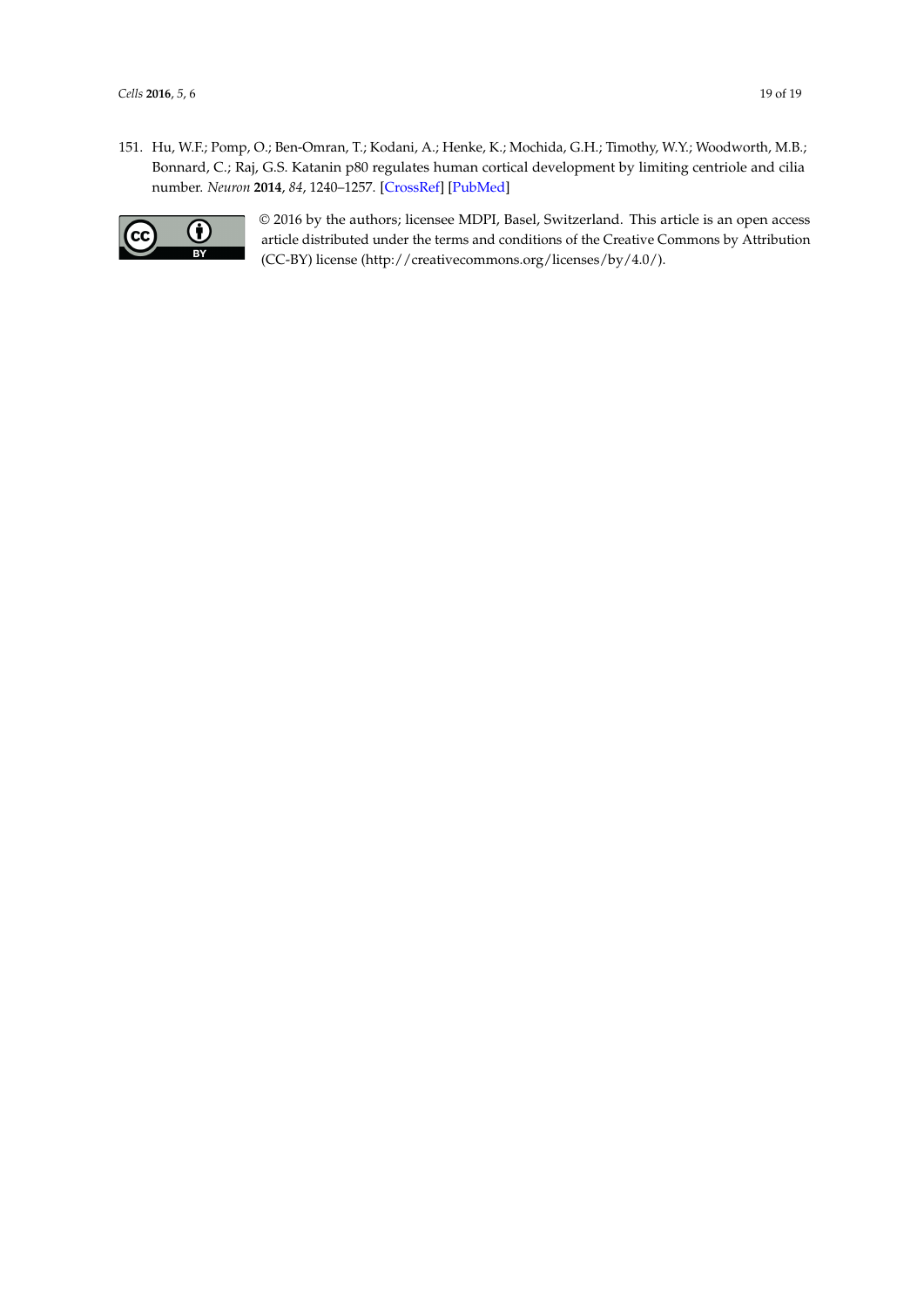151. Hu, W.F.; Pomp, O.; Ben-Omran, T.; Kodani, A.; Henke, K.; Mochida, G.H.; Timothy, W.Y.; Woodworth, M.B.; Bonnard, C.; Raj, G.S. Katanin p80 regulates human cortical development by limiting centriole and cilia number. *Neuron* **2014**, *84*, 1240–1257. [CrossRef] [PubMed]

© 2016 by the authors; licensee MDPI, Basel, Switzerland. This article is an open access article distributed under the terms and conditions of the Creative Commons by Attribution (CC-BY) license (http://creativecommons.org/licenses/by/4.0/).